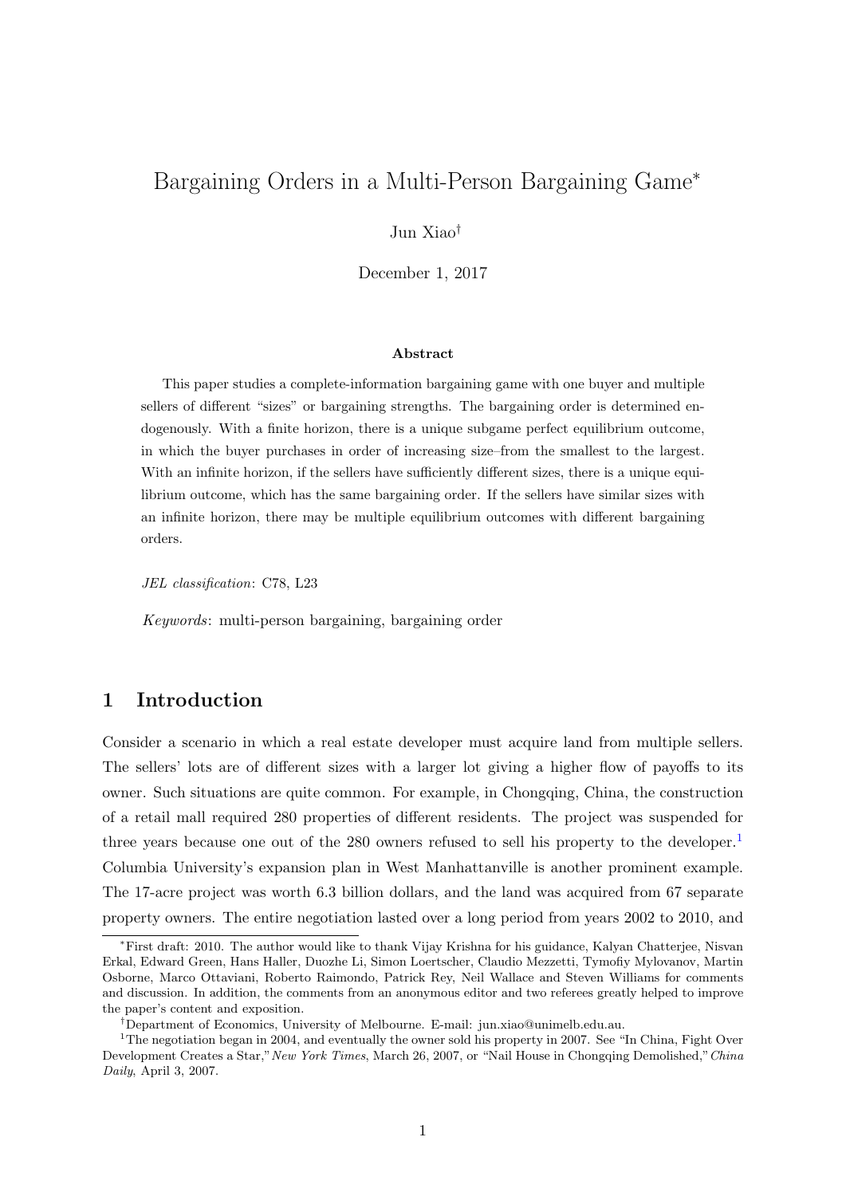# Bargaining Orders in a Multi-Person Bargaining Game*

Jun Xiao†

December 1, 2017

### Abstract

This paper studies a complete-information bargaining game with one buyer and multiple sellers of different "sizes" or bargaining strengths. The bargaining order is determined endogenously. With a finite horizon, there is a unique subgame perfect equilibrium outcome, in which the buyer purchases in order of increasing size–from the smallest to the largest. With an infinite horizon, if the sellers have sufficiently different sizes, there is a unique equilibrium outcome, which has the same bargaining order. If the sellers have similar sizes with an infinite horizon, there may be multiple equilibrium outcomes with different bargaining orders.

*JEL classification*: C78, L23

*Keywords*: multi-person bargaining, bargaining order

## 1 Introduction

Consider a scenario in which a real estate developer must acquire land from multiple sellers. The sellers' lots are of different sizes with a larger lot giving a higher flow of payoffs to its owner. Such situations are quite common. For example, in Chongqing, China, the construction of a retail mall required 280 properties of different residents. The project was suspended for three years because one out of the 280 owners refused to sell his property to the developer.[1] Columbia University's expansion plan in West Manhattanville is another prominent example. The 17-acre project was worth 6.3 billion dollars, and the land was acquired from 67 separate property owners. The entire negotiation lasted over a long period from years 2002 to 2010, and

---

*First draft: 2010. The author would like to thank Vijay Krishna for his guidance, Kalyan Chatterjee, Nisvan Erkal, Edward Green, Hans Haller, Duozhe Li, Simon Loertscher, Claudio Mezzetti, Tymofiy Mylovanov, Martin Osborne, Marco Ottaviani, Roberto Raimondo, Patrick Rey, Neil Wallace and Steven Williams for comments and discussion. In addition, the comments from an anonymous editor and two referees greatly helped to improve the paper's content and exposition.

†Department of Economics, University of Melbourne. E-mail: jun.xiao@unimelb.edu.au.

[1] The negotiation began in 2004, and eventually the owner sold his property in 2007. See "In China, Fight Over Development Creates a Star," *New York Times*, March 26, 2007, or "Nail House in Chongqing Demolished," *China Daily*, April 3, 2007.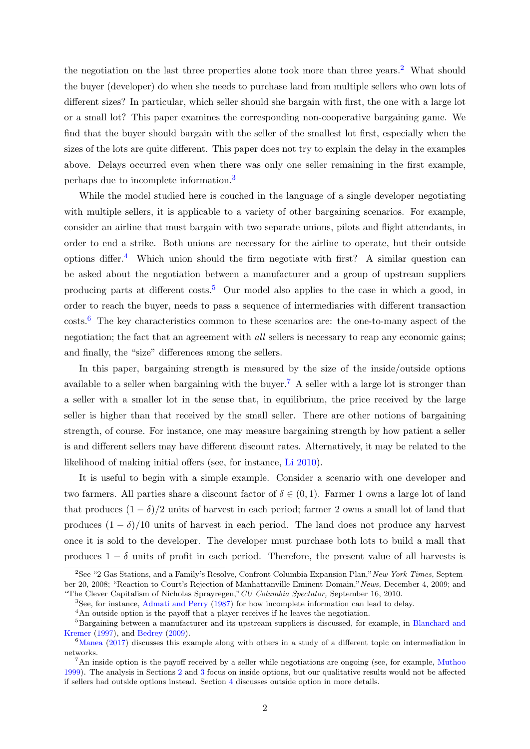the negotiation on the last three properties alone took more than three years.[2] What should the buyer (developer) do when she needs to purchase land from multiple sellers who own lots of different sizes? In particular, which seller should she bargain with first, the one with a large lot or a small lot? This paper examines the corresponding non-cooperative bargaining game. We find that the buyer should bargain with the seller of the smallest lot first, especially when the sizes of the lots are quite different. This paper does not try to explain the delay in the examples above. Delays occurred even when there was only one seller remaining in the first example, perhaps due to incomplete information.[3]

While the model studied here is couched in the language of a single developer negotiating with multiple sellers, it is applicable to a variety of other bargaining scenarios. For example, consider an airline that must bargain with two separate unions, pilots and flight attendants, in order to end a strike. Both unions are necessary for the airline to operate, but their outside options differ.[4] Which union should the firm negotiate with first? A similar question can be asked about the negotiation between a manufacturer and a group of upstream suppliers producing parts at different costs.[5] Our model also applies to the case in which a good, in order to reach the buyer, needs to pass a sequence of intermediaries with different transaction costs.[6] The key characteristics common to these scenarios are: the one-to-many aspect of the negotiation; the fact that an agreement with *all* sellers is necessary to reap any economic gains; and finally, the "size" differences among the sellers.

In this paper, bargaining strength is measured by the size of the inside/outside options available to a seller when bargaining with the buyer.[7] A seller with a large lot is stronger than a seller with a smaller lot in the sense that, in equilibrium, the price received by the large seller is higher than that received by the small seller. There are other notions of bargaining strength, of course. For instance, one may measure bargaining strength by how patient a seller is and different sellers may have different discount rates. Alternatively, it may be related to the likelihood of making initial offers (see, for instance, Li 2010).

It is useful to begin with a simple example. Consider a scenario with one developer and two farmers. All parties share a discount factor of $\delta \in (0, 1)$. Farmer 1 owns a large lot of land that produces $(1 - \delta)/2$ units of harvest in each period; farmer 2 owns a small lot of land that produces $(1 - \delta)/10$ units of harvest in each period. The land does not produce any harvest once it is sold to the developer. The developer must purchase both lots to build a mall that produces $1 - \delta$ units of profit in each period. Therefore, the present value of all harvests is

---

[2] See "2 Gas Stations, and a Family's Resolve, Confront Columbia Expansion Plan," *New York Times,* September 20, 2008; "Reaction to Court's Rejection of Manhattanville Eminent Domain," *News,* December 4, 2009; and "The Clever Capitalism of Nicholas Sprayregen," *CU Columbia Spectator,* September 16, 2010.

[3] See, for instance, Admati and Perry (1987) for how incomplete information can lead to delay.

[4] An outside option is the payoff that a player receives if he leaves the negotiation.

[5] Bargaining between a manufacturer and its upstream suppliers is discussed, for example, in Blanchard and Kremer (1997), and Bedrey (2009).

[6] Manea (2017) discusses this example along with others in a study of a different topic on intermediation in networks.

[7] An inside option is the payoff received by a seller while negotiations are ongoing (see, for example, Muthoo 1999). The analysis in Sections 2 and 3 focus on inside options, but our qualitative results would not be affected if sellers had outside options instead. Section 4 discusses outside option in more details.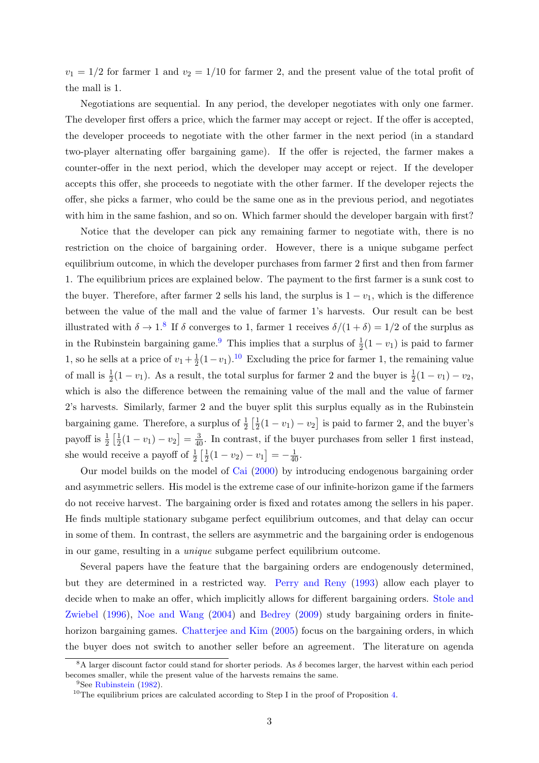$v_1 = 1/2$ for farmer 1 and $v_2 = 1/10$ for farmer 2, and the present value of the total profit of the mall is 1.

Negotiations are sequential. In any period, the developer negotiates with only one farmer. The developer first offers a price, which the farmer may accept or reject. If the offer is accepted, the developer proceeds to negotiate with the other farmer in the next period (in a standard two-player alternating offer bargaining game). If the offer is rejected, the farmer makes a counter-offer in the next period, which the developer may accept or reject. If the developer accepts this offer, she proceeds to negotiate with the other farmer. If the developer rejects the offer, she picks a farmer, who could be the same one as in the previous period, and negotiates with him in the same fashion, and so on. Which farmer should the developer bargain with first?

Notice that the developer can pick any remaining farmer to negotiate with, there is no restriction on the choice of bargaining order. However, there is a unique subgame perfect equilibrium outcome, in which the developer purchases from farmer 2 first and then from farmer 1. The equilibrium prices are explained below. The payment to the first farmer is a sunk cost to the buyer. Therefore, after farmer 2 sells his land, the surplus is $1 - v_1$, which is the difference between the value of the mall and the value of farmer 1's harvests. Our result can be best illustrated with $\delta \to 1$.[8] If $\delta$ converges to 1, farmer 1 receives $\delta/(1+\delta) = 1/2$ of the surplus as in the Rubinstein bargaining game.[9] This implies that a surplus of $\frac{1}{2}(1-v_1)$ is paid to farmer 1, so he sells at a price of $v_1 + \frac{1}{2}(1-v_1)$.[10] Excluding the price for farmer 1, the remaining value of mall is $\frac{1}{2}(1-v_1)$. As a result, the total surplus for farmer 2 and the buyer is $\frac{1}{2}(1-v_1) - v_2$, which is also the difference between the remaining value of the mall and the value of farmer 2's harvests. Similarly, farmer 2 and the buyer split this surplus equally as in the Rubinstein bargaining game. Therefore, a surplus of $\frac{1}{2}\left[\frac{1}{2}(1-v_1) - v_2\right]$ is paid to farmer 2, and the buyer's payoff is $\frac{1}{2}\left[\frac{1}{2}(1-v_1) - v_2\right] = \frac{3}{40}$. In contrast, if the buyer purchases from seller 1 first instead, she would receive a payoff of $\frac{1}{2}\left[\frac{1}{2}(1-v_2) - v_1\right] = -\frac{1}{40}$.

Our model builds on the model of Cai (2000) by introducing endogenous bargaining order and asymmetric sellers. His model is the extreme case of our infinite-horizon game if the farmers do not receive harvest. The bargaining order is fixed and rotates among the sellers in his paper. He finds multiple stationary subgame perfect equilibrium outcomes, and that delay can occur in some of them. In contrast, the sellers are asymmetric and the bargaining order is endogenous in our game, resulting in a *unique* subgame perfect equilibrium outcome.

Several papers have the feature that the bargaining orders are endogenously determined, but they are determined in a restricted way. Perry and Reny (1993) allow each player to decide when to make an offer, which implicitly allows for different bargaining orders. Stole and Zwiebel (1996), Noe and Wang (2004) and Bedrey (2009) study bargaining orders in finite-horizon bargaining games. Chatterjee and Kim (2005) focus on the bargaining orders, in which the buyer does not switch to another seller before an agreement. The literature on agenda

[8] A larger discount factor could stand for shorter periods. As $\delta$ becomes larger, the harvest within each period becomes smaller, while the present value of the harvests remains the same.

[9] See Rubinstein (1982).

[10] The equilibrium prices are calculated according to Step I in the proof of Proposition 4.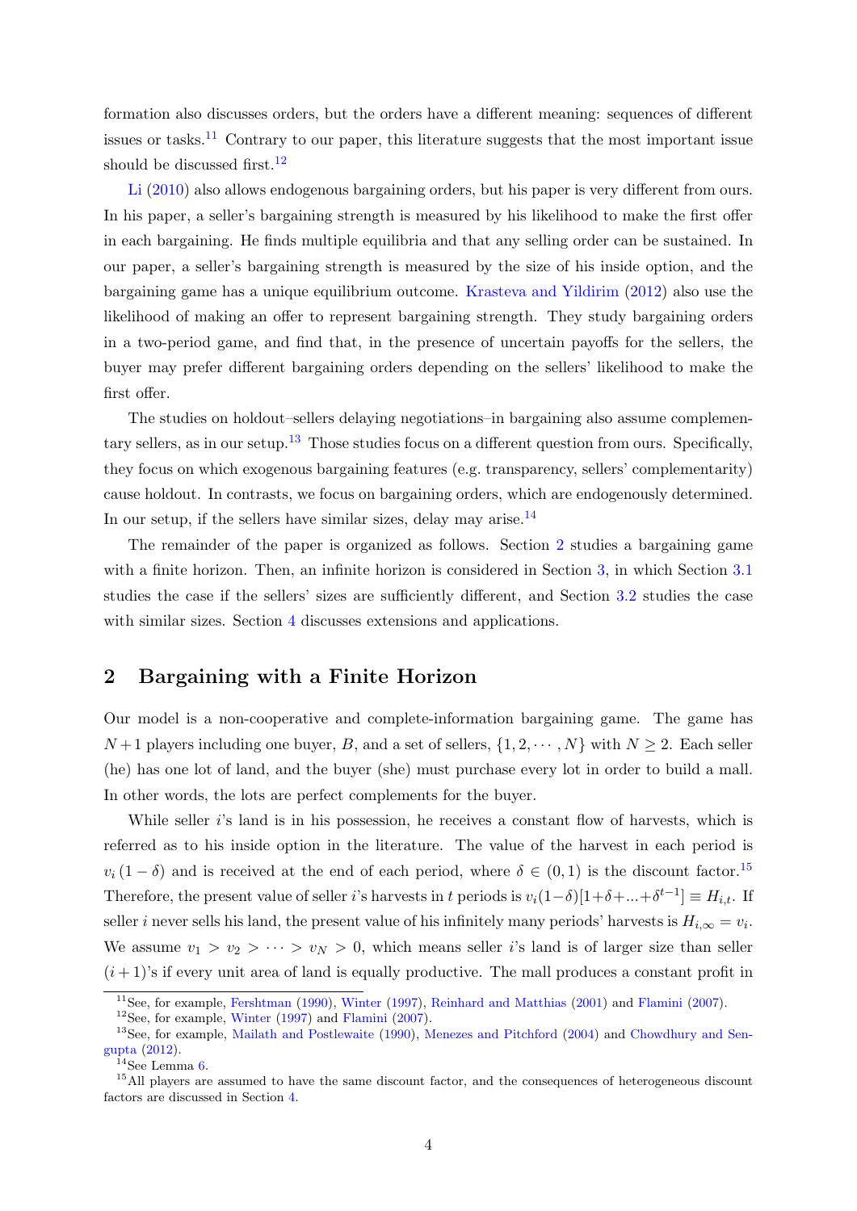formation also discusses orders, but the orders have a different meaning: sequences of different issues or tasks.[11] Contrary to our paper, this literature suggests that the most important issue should be discussed first.[12]

Li (2010) also allows endogenous bargaining orders, but his paper is very different from ours. In his paper, a seller's bargaining strength is measured by his likelihood to make the first offer in each bargaining. He finds multiple equilibria and that any selling order can be sustained. In our paper, a seller's bargaining strength is measured by the size of his inside option, and the bargaining game has a unique equilibrium outcome. Krasteva and Yildirim (2012) also use the likelihood of making an offer to represent bargaining strength. They study bargaining orders in a two-period game, and find that, in the presence of uncertain payoffs for the sellers, the buyer may prefer different bargaining orders depending on the sellers' likelihood to make the first offer.

The studies on holdout–sellers delaying negotiations–in bargaining also assume complementary sellers, as in our setup.[13] Those studies focus on a different question from ours. Specifically, they focus on which exogenous bargaining features (e.g. transparency, sellers' complementarity) cause holdout. In contrasts, we focus on bargaining orders, which are endogenously determined. In our setup, if the sellers have similar sizes, delay may arise.[14]

The remainder of the paper is organized as follows. Section 2 studies a bargaining game with a finite horizon. Then, an infinite horizon is considered in Section 3, in which Section 3.1 studies the case if the sellers' sizes are sufficiently different, and Section 3.2 studies the case with similar sizes. Section 4 discusses extensions and applications.

## 2 Bargaining with a Finite Horizon

Our model is a non-cooperative and complete-information bargaining game. The game has $N+1$ players including one buyer, $B$, and a set of sellers, $\{1, 2, \cdots, N\}$ with $N \geq 2$. Each seller (he) has one lot of land, and the buyer (she) must purchase every lot in order to build a mall. In other words, the lots are perfect complements for the buyer.

While seller $i$'s land is in his possession, he receives a constant flow of harvests, which is referred as to his inside option in the literature. The value of the harvest in each period is $v_i(1-\delta)$ and is received at the end of each period, where $\delta \in (0,1)$ is the discount factor.[15] Therefore, the present value of seller $i$'s harvests in $t$ periods is $v_i(1-\delta)[1+\delta+...+\delta^{t-1}] \equiv H_{i,t}$. If seller $i$ never sells his land, the present value of his infinitely many periods' harvests is $H_{i,\infty} = v_i$. We assume $v_1 > v_2 > \cdots > v_N > 0$, which means seller $i$'s land is of larger size than seller $(i+1)$'s if every unit area of land is equally productive. The mall produces a constant profit in

[11] See, for example, Fershtman (1990), Winter (1997), Reinhard and Matthias (2001) and Flamini (2007).

[12] See, for example, Winter (1997) and Flamini (2007).

[13] See, for example, Mailath and Postlewaite (1990), Menezes and Pitchford (2004) and Chowdhury and Sengupta (2012).

[14] See Lemma 6.

[15] All players are assumed to have the same discount factor, and the consequences of heterogeneous discount factors are discussed in Section 4.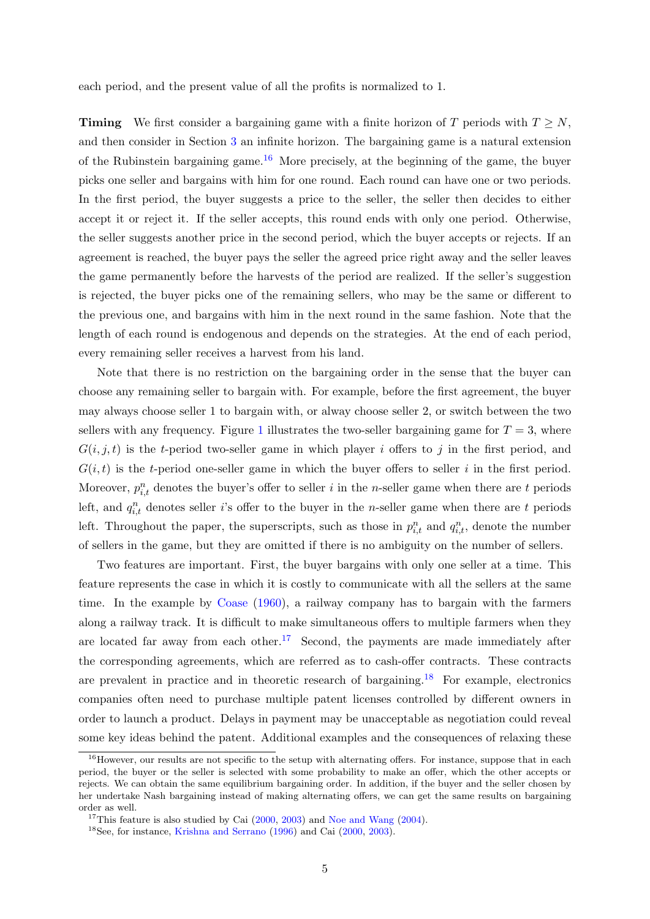each period, and the present value of all the profits is normalized to 1.

**Timing** We first consider a bargaining game with a finite horizon of $T$ periods with $T \geq N$, and then consider in Section 3 an infinite horizon. The bargaining game is a natural extension of the Rubinstein bargaining game.[16] More precisely, at the beginning of the game, the buyer picks one seller and bargains with him for one round. Each round can have one or two periods. In the first period, the buyer suggests a price to the seller, the seller then decides to either accept it or reject it. If the seller accepts, this round ends with only one period. Otherwise, the seller suggests another price in the second period, which the buyer accepts or rejects. If an agreement is reached, the buyer pays the seller the agreed price right away and the seller leaves the game permanently before the harvests of the period are realized. If the seller's suggestion is rejected, the buyer picks one of the remaining sellers, who may be the same or different to the previous one, and bargains with him in the next round in the same fashion. Note that the length of each round is endogenous and depends on the strategies. At the end of each period, every remaining seller receives a harvest from his land.

Note that there is no restriction on the bargaining order in the sense that the buyer can choose any remaining seller to bargain with. For example, before the first agreement, the buyer may always choose seller 1 to bargain with, or alway choose seller 2, or switch between the two sellers with any frequency. Figure 1 illustrates the two-seller bargaining game for $T = 3$, where $G(i, j, t)$ is the $t$-period two-seller game in which player $i$ offers to $j$ in the first period, and $G(i, t)$ is the $t$-period one-seller game in which the buyer offers to seller $i$ in the first period. Moreover, $p^n_{i,t}$ denotes the buyer's offer to seller $i$ in the $n$-seller game when there are $t$ periods left, and $q^n_{i,t}$ denotes seller $i$'s offer to the buyer in the $n$-seller game when there are $t$ periods left. Throughout the paper, the superscripts, such as those in $p^n_{i,t}$ and $q^n_{i,t}$, denote the number of sellers in the game, but they are omitted if there is no ambiguity on the number of sellers.

Two features are important. First, the buyer bargains with only one seller at a time. This feature represents the case in which it is costly to communicate with all the sellers at the same time. In the example by Coase (1960), a railway company has to bargain with the farmers along a railway track. It is difficult to make simultaneous offers to multiple farmers when they are located far away from each other.[17] Second, the payments are made immediately after the corresponding agreements, which are referred as to cash-offer contracts. These contracts are prevalent in practice and in theoretic research of bargaining.[18] For example, electronics companies often need to purchase multiple patent licenses controlled by different owners in order to launch a product. Delays in payment may be unacceptable as negotiation could reveal some key ideas behind the patent. Additional examples and the consequences of relaxing these

[16] However, our results are not specific to the setup with alternating offers. For instance, suppose that in each period, the buyer or the seller is selected with some probability to make an offer, which the other accepts or rejects. We can obtain the same equilibrium bargaining order. In addition, if the buyer and the seller chosen by her undertake Nash bargaining instead of making alternating offers, we can get the same results on bargaining order as well.

[17] This feature is also studied by Cai (2000, 2003) and Noe and Wang (2004).

[18] See, for instance, Krishna and Serrano (1996) and Cai (2000, 2003).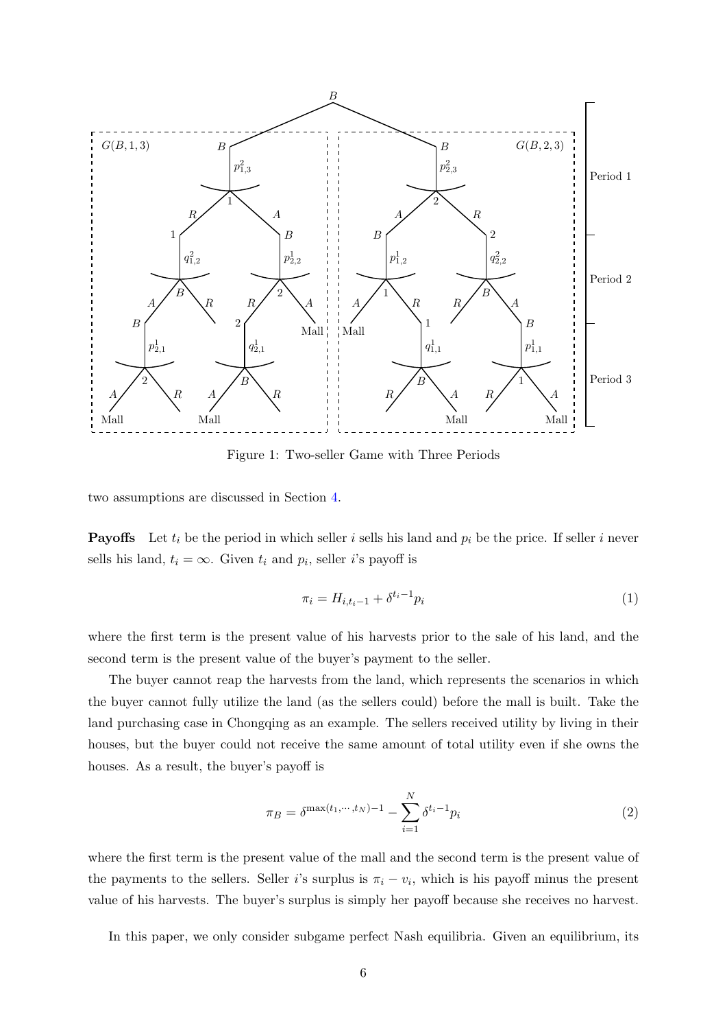Figure 1: Two-seller Game with Three Periods

two assumptions are discussed in Section 4.

**Payoffs** Let $t_i$ be the period in which seller $i$ sells his land and $p_i$ be the price. If seller $i$ never sells his land, $t_i = \infty$. Given $t_i$ and $p_i$, seller $i$'s payoff is

$$\pi_i = H_{i,t_i-1} + \delta^{t_i-1}p_i \tag{1}$$

where the first term is the present value of his harvests prior to the sale of his land, and the second term is the present value of the buyer's payment to the seller.

The buyer cannot reap the harvests from the land, which represents the scenarios in which the buyer cannot fully utilize the land (as the sellers could) before the mall is built. Take the land purchasing case in Chongqing as an example. The sellers received utility by living in their houses, but the buyer could not receive the same amount of total utility even if she owns the houses. As a result, the buyer's payoff is

$$\pi_B = \delta^{\max(t_1,\cdots,t_N)-1} - \sum_{i=1}^{N} \delta^{t_i-1}p_i \tag{2}$$

where the first term is the present value of the mall and the second term is the present value of the payments to the sellers. Seller $i$'s surplus is $\pi_i - v_i$, which is his payoff minus the present value of his harvests. The buyer's surplus is simply her payoff because she receives no harvest.

In this paper, we only consider subgame perfect Nash equilibria. Given an equilibrium, its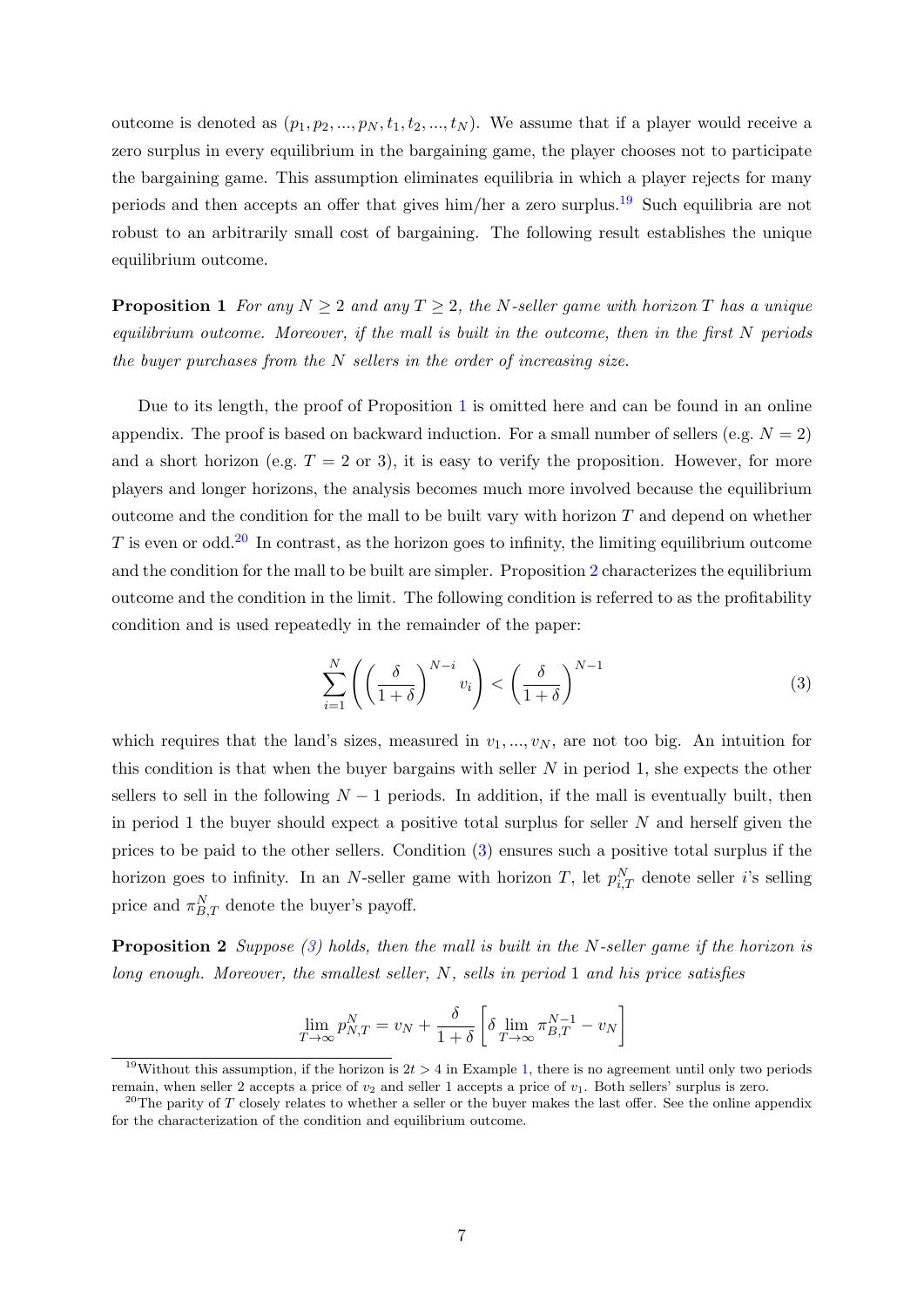outcome is denoted as $(p_1, p_2, ..., p_N, t_1, t_2, ..., t_N)$. We assume that if a player would receive a zero surplus in every equilibrium in the bargaining game, the player chooses not to participate the bargaining game. This assumption eliminates equilibria in which a player rejects for many periods and then accepts an offer that gives him/her a zero surplus.[19] Such equilibria are not robust to an arbitrarily small cost of bargaining. The following result establishes the unique equilibrium outcome.

**Proposition 1** *For any $N \geq 2$ and any $T \geq 2$, the $N$-seller game with horizon $T$ has a unique equilibrium outcome. Moreover, if the mall is built in the outcome, then in the first $N$ periods the buyer purchases from the $N$ sellers in the order of increasing size.*

Due to its length, the proof of Proposition 1 is omitted here and can be found in an online appendix. The proof is based on backward induction. For a small number of sellers (e.g. $N = 2$) and a short horizon (e.g. $T = 2$ or 3), it is easy to verify the proposition. However, for more players and longer horizons, the analysis becomes much more involved because the equilibrium outcome and the condition for the mall to be built vary with horizon $T$ and depend on whether $T$ is even or odd.[20] In contrast, as the horizon goes to infinity, the limiting equilibrium outcome and the condition for the mall to be built are simpler. Proposition 2 characterizes the equilibrium outcome and the condition in the limit. The following condition is referred to as the profitability condition and is used repeatedly in the remainder of the paper:

$$\sum_{i=1}^{N} \left( \left( \frac{\delta}{1+\delta} \right)^{N-i} v_i \right) < \left( \frac{\delta}{1+\delta} \right)^{N-1} \tag{3}$$

which requires that the land's sizes, measured in $v_1, ..., v_N$, are not too big. An intuition for this condition is that when the buyer bargains with seller $N$ in period 1, she expects the other sellers to sell in the following $N-1$ periods. In addition, if the mall is eventually built, then in period 1 the buyer should expect a positive total surplus for seller $N$ and herself given the prices to be paid to the other sellers. Condition (3) ensures such a positive total surplus if the horizon goes to infinity. In an $N$-seller game with horizon $T$, let $p_{i,T}^{N}$ denote seller $i$'s selling price and $\pi_{B,T}^{N}$ denote the buyer's payoff.

**Proposition 2** *Suppose (3) holds, then the mall is built in the $N$-seller game if the horizon is long enough. Moreover, the smallest seller, $N$, sells in period 1 and his price satisfies*

$$\lim_{T \to \infty} p_{N,T}^{N} = v_N + \frac{\delta}{1+\delta} \left[ \delta \lim_{T \to \infty} \pi_{B,T}^{N-1} - v_N \right]$$

---

[19] Without this assumption, if the horizon is $2t > 4$ in Example 1, there is no agreement until only two periods remain, when seller 2 accepts a price of $v_2$ and seller 1 accepts a price of $v_1$. Both sellers' surplus is zero.

[20] The parity of $T$ closely relates to whether a seller or the buyer makes the last offer. See the online appendix for the characterization of the condition and equilibrium outcome.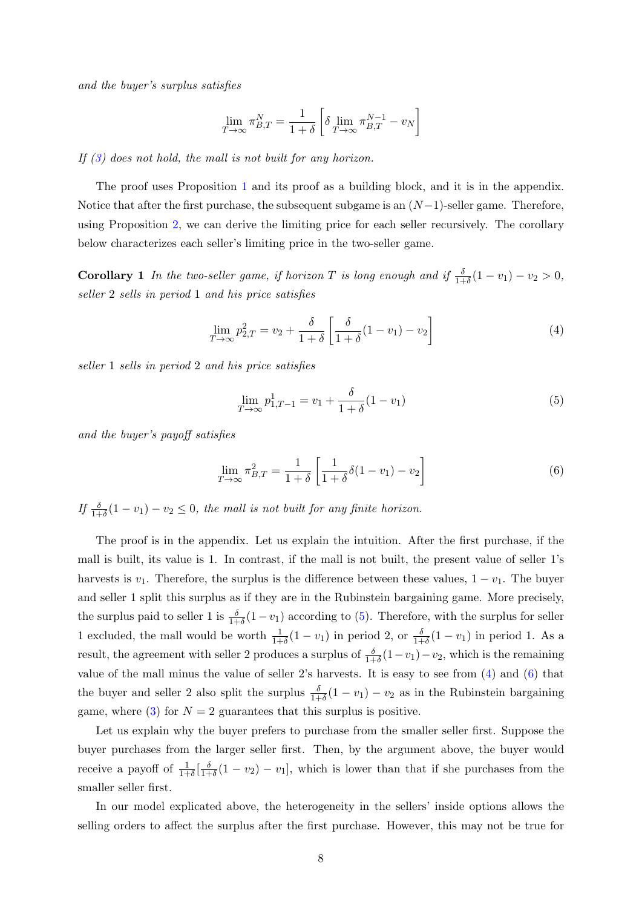*and the buyer's surplus satisfies*

$$\lim_{T\to\infty} \pi_{B,T}^N = \frac{1}{1+\delta}\left[\delta \lim_{T\to\infty} \pi_{B,T}^{N-1} - v_N\right]$$

*If (3) does not hold, the mall is not built for any horizon.*

The proof uses Proposition 1 and its proof as a building block, and it is in the appendix. Notice that after the first purchase, the subsequent subgame is an $(N-1)$-seller game. Therefore, using Proposition 2, we can derive the limiting price for each seller recursively. The corollary below characterizes each seller's limiting price in the two-seller game.

**Corollary 1** *In the two-seller game, if horizon $T$ is long enough and if $\frac{\delta}{1+\delta}(1-v_1)-v_2>0$, seller 2 sells in period 1 and his price satisfies*

$$\lim_{T\to\infty} p_{2,T}^2 = v_2 + \frac{\delta}{1+\delta}\left[\frac{\delta}{1+\delta}(1-v_1)-v_2\right] \tag{4}$$

*seller 1 sells in period 2 and his price satisfies*

$$\lim_{T\to\infty} p_{1,T-1}^1 = v_1 + \frac{\delta}{1+\delta}(1-v_1) \tag{5}$$

*and the buyer's payoff satisfies*

$$\lim_{T\to\infty} \pi_{B,T}^2 = \frac{1}{1+\delta}\left[\frac{1}{1+\delta}\delta(1-v_1)-v_2\right] \tag{6}$$

*If $\frac{\delta}{1+\delta}(1-v_1)-v_2\le 0$, the mall is not built for any finite horizon.*

The proof is in the appendix. Let us explain the intuition. After the first purchase, if the mall is built, its value is 1. In contrast, if the mall is not built, the present value of seller 1's harvests is $v_1$. Therefore, the surplus is the difference between these values, $1-v_1$. The buyer and seller 1 split this surplus as if they are in the Rubinstein bargaining game. More precisely, the surplus paid to seller 1 is $\frac{\delta}{1+\delta}(1-v_1)$ according to (5). Therefore, with the surplus for seller 1 excluded, the mall would be worth $\frac{1}{1+\delta}(1-v_1)$ in period 2, or $\frac{\delta}{1+\delta}(1-v_1)$ in period 1. As a result, the agreement with seller 2 produces a surplus of $\frac{\delta}{1+\delta}(1-v_1)-v_2$, which is the remaining value of the mall minus the value of seller 2's harvests. It is easy to see from (4) and (6) that the buyer and seller 2 also split the surplus $\frac{\delta}{1+\delta}(1-v_1)-v_2$ as in the Rubinstein bargaining game, where (3) for $N=2$ guarantees that this surplus is positive.

Let us explain why the buyer prefers to purchase from the smaller seller first. Suppose the buyer purchases from the larger seller first. Then, by the argument above, the buyer would receive a payoff of $\frac{1}{1+\delta}[\frac{\delta}{1+\delta}(1-v_2)-v_1]$, which is lower than that if she purchases from the smaller seller first.

In our model explicated above, the heterogeneity in the sellers' inside options allows the selling orders to affect the surplus after the first purchase. However, this may not be true for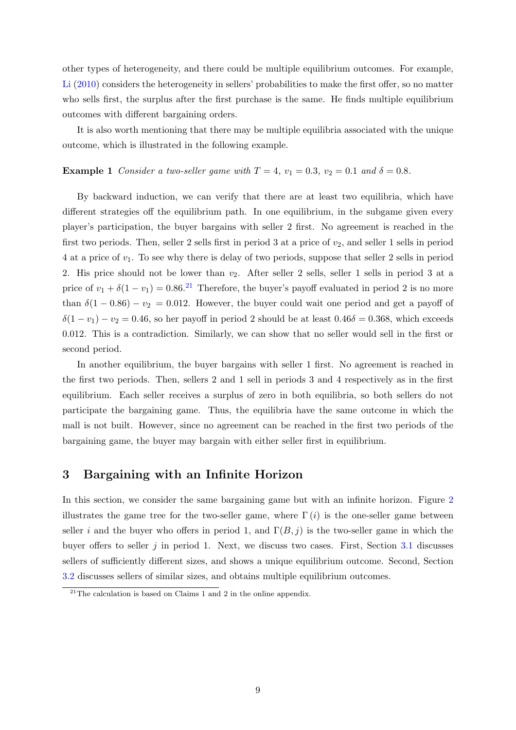other types of heterogeneity, and there could be multiple equilibrium outcomes. For example, Li (2010) considers the heterogeneity in sellers' probabilities to make the first offer, so no matter who sells first, the surplus after the first purchase is the same. He finds multiple equilibrium outcomes with different bargaining orders.

It is also worth mentioning that there may be multiple equilibria associated with the unique outcome, which is illustrated in the following example.

**Example 1** *Consider a two-seller game with $T = 4$, $v_1 = 0.3$, $v_2 = 0.1$ and $\delta = 0.8$.*

By backward induction, we can verify that there are at least two equilibria, which have different strategies off the equilibrium path. In one equilibrium, in the subgame given every player's participation, the buyer bargains with seller 2 first. No agreement is reached in the first two periods. Then, seller 2 sells first in period 3 at a price of $v_2$, and seller 1 sells in period 4 at a price of $v_1$. To see why there is delay of two periods, suppose that seller 2 sells in period 2. His price should not be lower than $v_2$. After seller 2 sells, seller 1 sells in period 3 at a price of $v_1 + \delta(1 - v_1) = 0.86$.[21] Therefore, the buyer's payoff evaluated in period 2 is no more than $\delta(1 - 0.86) - v_2 = 0.012$. However, the buyer could wait one period and get a payoff of $\delta(1 - v_1) - v_2 = 0.46$, so her payoff in period 2 should be at least $0.46\delta = 0.368$, which exceeds 0.012. This is a contradiction. Similarly, we can show that no seller would sell in the first or second period.

In another equilibrium, the buyer bargains with seller 1 first. No agreement is reached in the first two periods. Then, sellers 2 and 1 sell in periods 3 and 4 respectively as in the first equilibrium. Each seller receives a surplus of zero in both equilibria, so both sellers do not participate the bargaining game. Thus, the equilibria have the same outcome in which the mall is not built. However, since no agreement can be reached in the first two periods of the bargaining game, the buyer may bargain with either seller first in equilibrium.

## 3 Bargaining with an Infinite Horizon

In this section, we consider the same bargaining game but with an infinite horizon. Figure 2 illustrates the game tree for the two-seller game, where $\Gamma(i)$ is the one-seller game between seller $i$ and the buyer who offers in period 1, and $\Gamma(B, j)$ is the two-seller game in which the buyer offers to seller $j$ in period 1. Next, we discuss two cases. First, Section 3.1 discusses sellers of sufficiently different sizes, and shows a unique equilibrium outcome. Second, Section 3.2 discusses sellers of similar sizes, and obtains multiple equilibrium outcomes.

[21] The calculation is based on Claims 1 and 2 in the online appendix.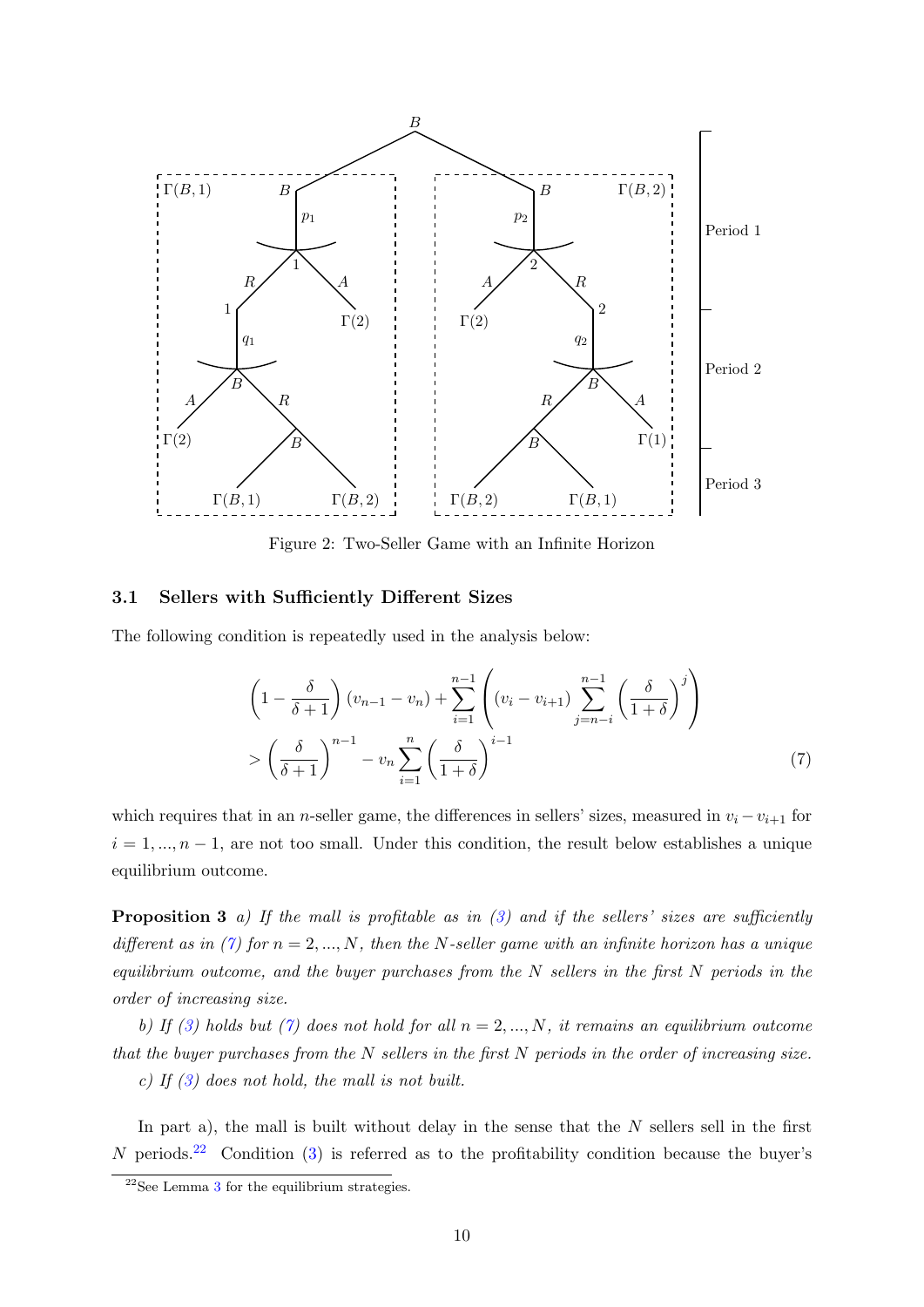Figure 2: Two-Seller Game with an Infinite Horizon

### 3.1 Sellers with Sufficiently Different Sizes

The following condition is repeatedly used in the analysis below:

$$
\left(1-\frac{\delta}{\delta+1}\right)(v_{n-1}-v_n)+\sum_{i=1}^{n-1}\left((v_i-v_{i+1})\sum_{j=n-i}^{n-1}\left(\frac{\delta}{1+\delta}\right)^j\right) > \left(\frac{\delta}{\delta+1}\right)^{n-1}-v_n\sum_{i=1}^{n}\left(\frac{\delta}{1+\delta}\right)^{i-1} \tag{7}
$$

which requires that in an $n$-seller game, the differences in sellers' sizes, measured in $v_i - v_{i+1}$ for $i = 1, ..., n-1$, are not too small. Under this condition, the result below establishes a unique equilibrium outcome.

**Proposition 3** *a) If the mall is profitable as in (3) and if the sellers' sizes are sufficiently different as in (7) for $n = 2, ..., N$, then the $N$-seller game with an infinite horizon has a unique equilibrium outcome, and the buyer purchases from the $N$ sellers in the first $N$ periods in the order of increasing size.*

*b) If (3) holds but (7) does not hold for all $n = 2, ..., N$, it remains an equilibrium outcome that the buyer purchases from the $N$ sellers in the first $N$ periods in the order of increasing size.*

*c) If (3) does not hold, the mall is not built.*

In part a), the mall is built without delay in the sense that the $N$ sellers sell in the first $N$ periods.[22] Condition (3) is referred as to the profitability condition because the buyer's

[22] See Lemma 3 for the equilibrium strategies.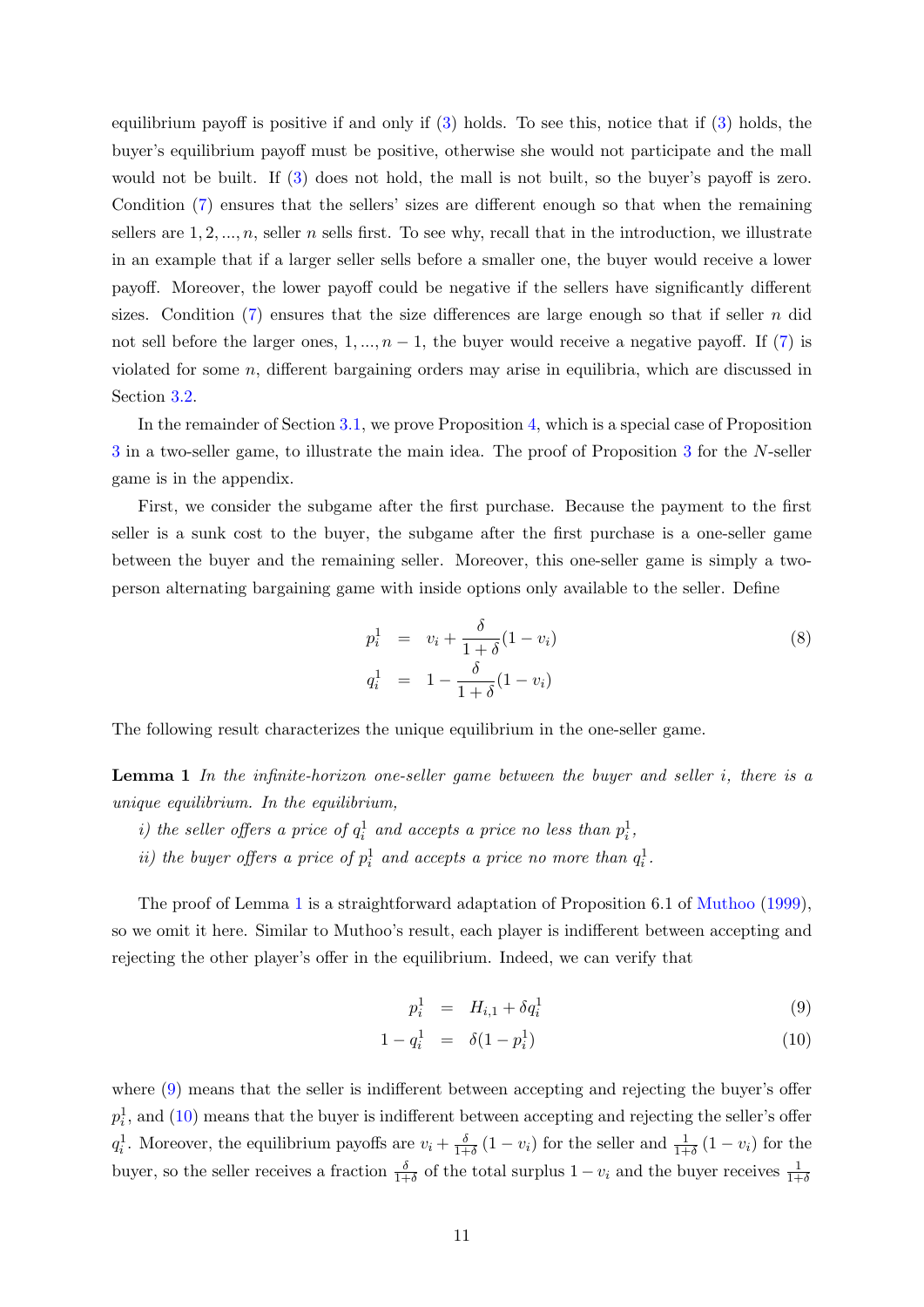equilibrium payoff is positive if and only if (3) holds. To see this, notice that if (3) holds, the buyer's equilibrium payoff must be positive, otherwise she would not participate and the mall would not be built. If (3) does not hold, the mall is not built, so the buyer's payoff is zero. Condition (7) ensures that the sellers' sizes are different enough so that when the remaining sellers are $1, 2, ..., n$, seller $n$ sells first. To see why, recall that in the introduction, we illustrate in an example that if a larger seller sells before a smaller one, the buyer would receive a lower payoff. Moreover, the lower payoff could be negative if the sellers have significantly different sizes. Condition (7) ensures that the size differences are large enough so that if seller $n$ did not sell before the larger ones, $1, ..., n-1$, the buyer would receive a negative payoff. If (7) is violated for some $n$, different bargaining orders may arise in equilibria, which are discussed in Section 3.2.

In the remainder of Section 3.1, we prove Proposition 4, which is a special case of Proposition 3 in a two-seller game, to illustrate the main idea. The proof of Proposition 3 for the $N$-seller game is in the appendix.

First, we consider the subgame after the first purchase. Because the payment to the first seller is a sunk cost to the buyer, the subgame after the first purchase is a one-seller game between the buyer and the remaining seller. Moreover, this one-seller game is simply a two-person alternating bargaining game with inside options only available to the seller. Define

$$
\begin{aligned}
p_i^1 &= v_i + \frac{\delta}{1+\delta}(1 - v_i) \\
q_i^1 &= 1 - \frac{\delta}{1+\delta}(1 - v_i)
\end{aligned}
\tag{8}
$$

The following result characterizes the unique equilibrium in the one-seller game.

**Lemma 1** *In the infinite-horizon one-seller game between the buyer and seller $i$, there is a unique equilibrium. In the equilibrium,*

*i) the seller offers a price of $q_i^1$ and accepts a price no less than $p_i^1$,*

*ii) the buyer offers a price of $p_i^1$ and accepts a price no more than $q_i^1$.*

The proof of Lemma 1 is a straightforward adaptation of Proposition 6.1 of Muthoo (1999), so we omit it here. Similar to Muthoo's result, each player is indifferent between accepting and rejecting the other player's offer in the equilibrium. Indeed, we can verify that

$$
p_i^1 = H_{i,1} + \delta q_i^1 \tag{9}
$$

$$
1 - q_i^1 = \delta(1 - p_i^1) \tag{10}
$$

where (9) means that the seller is indifferent between accepting and rejecting the buyer's offer $p_i^1$, and (10) means that the buyer is indifferent between accepting and rejecting the seller's offer $q_i^1$. Moreover, the equilibrium payoffs are $v_i + \frac{\delta}{1+\delta}(1 - v_i)$ for the seller and $\frac{1}{1+\delta}(1 - v_i)$ for the buyer, so the seller receives a fraction $\frac{\delta}{1+\delta}$ of the total surplus $1 - v_i$ and the buyer receives $\frac{1}{1+\delta}$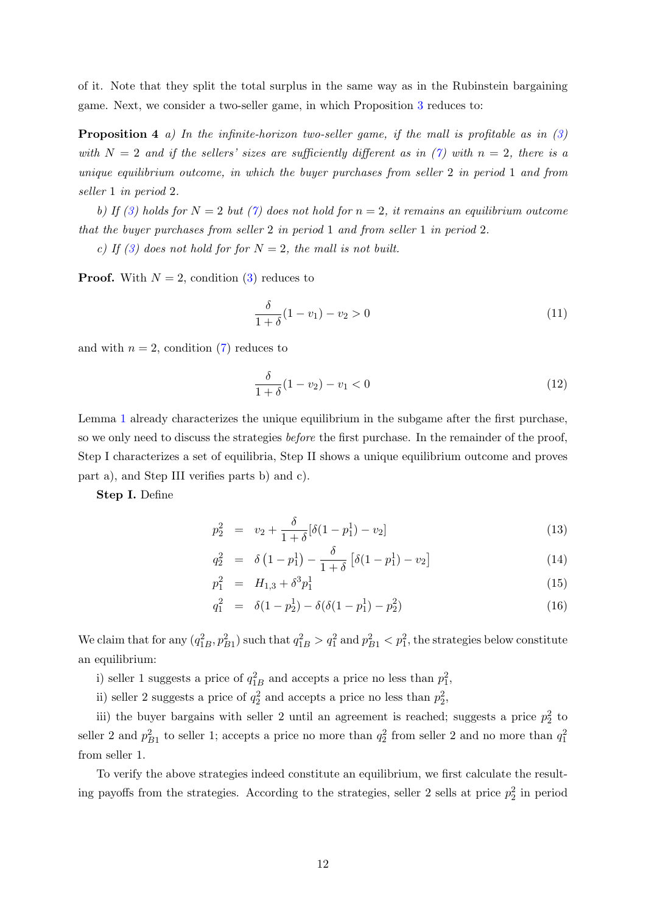of it. Note that they split the total surplus in the same way as in the Rubinstein bargaining game. Next, we consider a two-seller game, in which Proposition 3 reduces to:

**Proposition 4** *a) In the infinite-horizon two-seller game, if the mall is profitable as in (3) with $N = 2$ and if the sellers' sizes are sufficiently different as in (7) with $n = 2$, there is a unique equilibrium outcome, in which the buyer purchases from seller 2 in period 1 and from seller 1 in period 2.*

*b) If (3) holds for $N = 2$ but (7) does not hold for $n = 2$, it remains an equilibrium outcome that the buyer purchases from seller 2 in period 1 and from seller 1 in period 2.*

*c) If (3) does not hold for for $N = 2$, the mall is not built.*

**Proof.** With $N = 2$, condition (3) reduces to

$$\frac{\delta}{1+\delta}(1 - v_1) - v_2 > 0 \tag{11}$$

and with $n = 2$, condition (7) reduces to

$$\frac{\delta}{1+\delta}(1 - v_2) - v_1 < 0 \tag{12}$$

Lemma 1 already characterizes the unique equilibrium in the subgame after the first purchase, so we only need to discuss the strategies *before* the first purchase. In the remainder of the proof, Step I characterizes a set of equilibria, Step II shows a unique equilibrium outcome and proves part a), and Step III verifies parts b) and c).

**Step I.** Define

$$p_2^2 = v_2 + \frac{\delta}{1+\delta}[\delta(1 - p_1^1) - v_2] \tag{13}$$

$$q_2^2 = \delta\left(1 - p_1^1\right) - \frac{\delta}{1+\delta}\left[\delta(1 - p_1^1) - v_2\right] \tag{14}$$

$$p_1^2 = H_{1,3} + \delta^3 p_1^1 \tag{15}$$

$$q_1^2 = \delta(1 - p_2^1) - \delta(\delta(1 - p_1^1) - p_2^2) \tag{16}$$

We claim that for any $(q_{1B}^2, p_{B1}^2)$ such that $q_{1B}^2 > q_1^2$ and $p_{B1}^2 < p_1^2$, the strategies below constitute an equilibrium:

i) seller 1 suggests a price of $q_{1B}^2$ and accepts a price no less than $p_1^2$,

ii) seller 2 suggests a price of $q_2^2$ and accepts a price no less than $p_2^2$,

iii) the buyer bargains with seller 2 until an agreement is reached; suggests a price $p_2^2$ to seller 2 and $p_{B1}^2$ to seller 1; accepts a price no more than $q_2^2$ from seller 2 and no more than $q_1^2$ from seller 1.

To verify the above strategies indeed constitute an equilibrium, we first calculate the resulting payoffs from the strategies. According to the strategies, seller 2 sells at price $p_2^2$ in period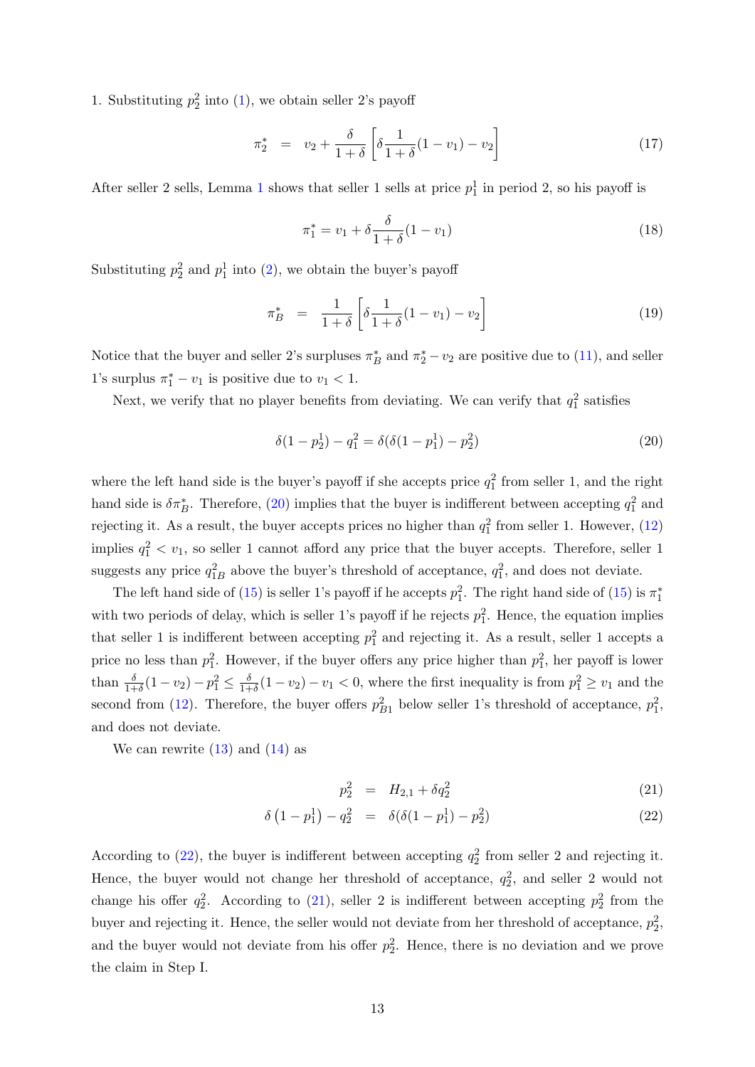1. Substituting $p_2^2$ into (1), we obtain seller 2's payoff

$$\pi_2^* = v_2 + \frac{\delta}{1+\delta}\left[\delta\frac{1}{1+\delta}(1-v_1) - v_2\right] \tag{17}$$

After seller 2 sells, Lemma 1 shows that seller 1 sells at price $p_1^1$ in period 2, so his payoff is

$$\pi_1^* = v_1 + \delta\frac{\delta}{1+\delta}(1-v_1) \tag{18}$$

Substituting $p_2^2$ and $p_1^1$ into (2), we obtain the buyer's payoff

$$\pi_B^* = \frac{1}{1+\delta}\left[\delta\frac{1}{1+\delta}(1-v_1) - v_2\right] \tag{19}$$

Notice that the buyer and seller 2's surpluses $\pi_B^*$ and $\pi_2^* - v_2$ are positive due to (11), and seller 1's surplus $\pi_1^* - v_1$ is positive due to $v_1 < 1$.

Next, we verify that no player benefits from deviating. We can verify that $q_1^2$ satisfies

$$\delta(1-p_2^1) - q_1^2 = \delta(\delta(1-p_1^1) - p_2^2) \tag{20}$$

where the left hand side is the buyer's payoff if she accepts price $q_1^2$ from seller 1, and the right hand side is $\delta\pi_B^*$. Therefore, (20) implies that the buyer is indifferent between accepting $q_1^2$ and rejecting it. As a result, the buyer accepts prices no higher than $q_1^2$ from seller 1. However, (12) implies $q_1^2 < v_1$, so seller 1 cannot afford any price that the buyer accepts. Therefore, seller 1 suggests any price $q_{1B}^2$ above the buyer's threshold of acceptance, $q_1^2$, and does not deviate.

The left hand side of (15) is seller 1's payoff if he accepts $p_1^2$. The right hand side of (15) is $\pi_1^*$ with two periods of delay, which is seller 1's payoff if he rejects $p_1^2$. Hence, the equation implies that seller 1 is indifferent between accepting $p_1^2$ and rejecting it. As a result, seller 1 accepts a price no less than $p_1^2$. However, if the buyer offers any price higher than $p_1^2$, her payoff is lower than $\frac{\delta}{1+\delta}(1-v_2) - p_1^2 \le \frac{\delta}{1+\delta}(1-v_2) - v_1 < 0$, where the first inequality is from $p_1^2 \ge v_1$ and the second from (12). Therefore, the buyer offers $p_{B1}^2$ below seller 1's threshold of acceptance, $p_1^2$, and does not deviate.

We can rewrite (13) and (14) as

$$p_2^2 = H_{2,1} + \delta q_2^2 \tag{21}$$

$$\delta\left(1-p_1^1\right) - q_2^2 = \delta(\delta(1-p_1^1) - p_2^2) \tag{22}$$

According to (22), the buyer is indifferent between accepting $q_2^2$ from seller 2 and rejecting it. Hence, the buyer would not change her threshold of acceptance, $q_2^2$, and seller 2 would not change his offer $q_2^2$. According to (21), seller 2 is indifferent between accepting $p_2^2$ from the buyer and rejecting it. Hence, the seller would not deviate from her threshold of acceptance, $p_2^2$, and the buyer would not deviate from his offer $p_2^2$. Hence, there is no deviation and we prove the claim in Step I.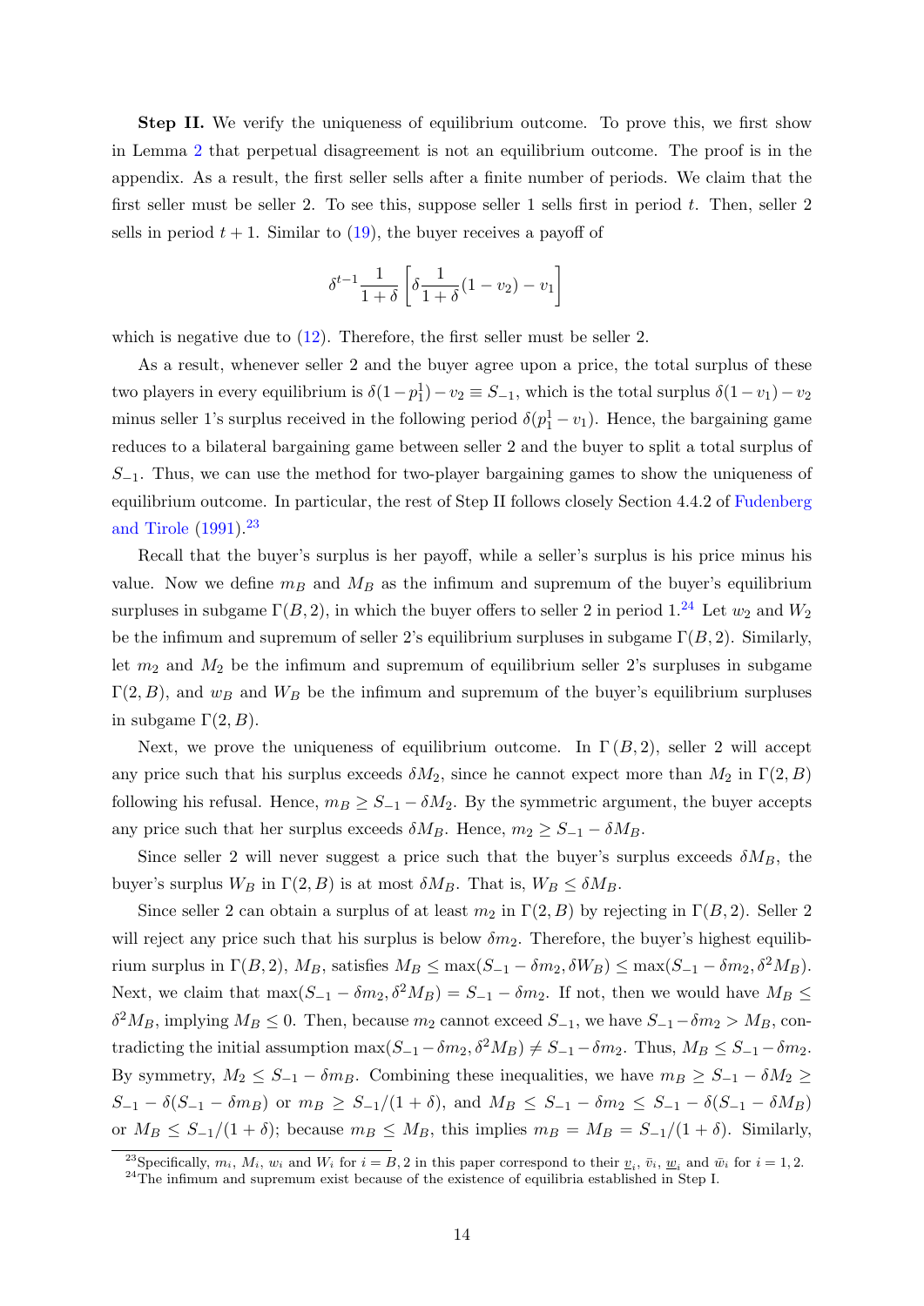**Step II.** We verify the uniqueness of equilibrium outcome. To prove this, we first show in Lemma 2 that perpetual disagreement is not an equilibrium outcome. The proof is in the appendix. As a result, the first seller sells after a finite number of periods. We claim that the first seller must be seller 2. To see this, suppose seller 1 sells first in period $t$. Then, seller 2 sells in period $t+1$. Similar to (19), the buyer receives a payoff of

$$\delta^{t-1}\frac{1}{1+\delta}\left[\delta\frac{1}{1+\delta}(1-v_2)-v_1\right]$$

which is negative due to (12). Therefore, the first seller must be seller 2.

As a result, whenever seller 2 and the buyer agree upon a price, the total surplus of these two players in every equilibrium is $\delta(1-p_1^1)-v_2 \equiv S_{-1}$, which is the total surplus $\delta(1-v_1)-v_2$ minus seller 1's surplus received in the following period $\delta(p_1^1-v_1)$. Hence, the bargaining game reduces to a bilateral bargaining game between seller 2 and the buyer to split a total surplus of $S_{-1}$. Thus, we can use the method for two-player bargaining games to show the uniqueness of equilibrium outcome. In particular, the rest of Step II follows closely Section 4.4.2 of Fudenberg and Tirole (1991).[23]

Recall that the buyer's surplus is her payoff, while a seller's surplus is his price minus his value. Now we define $m_B$ and $M_B$ as the infimum and supremum of the buyer's equilibrium surpluses in subgame $\Gamma(B,2)$, in which the buyer offers to seller 2 in period 1.[24] Let $w_2$ and $W_2$ be the infimum and supremum of seller 2's equilibrium surpluses in subgame $\Gamma(B,2)$. Similarly, let $m_2$ and $M_2$ be the infimum and supremum of equilibrium seller 2's surpluses in subgame $\Gamma(2,B)$, and $w_B$ and $W_B$ be the infimum and supremum of the buyer's equilibrium surpluses in subgame $\Gamma(2,B)$.

Next, we prove the uniqueness of equilibrium outcome. In $\Gamma(B,2)$, seller 2 will accept any price such that his surplus exceeds $\delta M_2$, since he cannot expect more than $M_2$ in $\Gamma(2,B)$ following his refusal. Hence, $m_B \geq S_{-1} - \delta M_2$. By the symmetric argument, the buyer accepts any price such that her surplus exceeds $\delta M_B$. Hence, $m_2 \geq S_{-1} - \delta M_B$.

Since seller 2 will never suggest a price such that the buyer's surplus exceeds $\delta M_B$, the buyer's surplus $W_B$ in $\Gamma(2,B)$ is at most $\delta M_B$. That is, $W_B \leq \delta M_B$.

Since seller 2 can obtain a surplus of at least $m_2$ in $\Gamma(2,B)$ by rejecting in $\Gamma(B,2)$. Seller 2 will reject any price such that his surplus is below $\delta m_2$. Therefore, the buyer's highest equilibrium surplus in $\Gamma(B,2)$, $M_B$, satisfies $M_B \leq \max(S_{-1}-\delta m_2, \delta W_B) \leq \max(S_{-1}-\delta m_2, \delta^2 M_B)$. Next, we claim that $\max(S_{-1}-\delta m_2, \delta^2 M_B) = S_{-1}-\delta m_2$. If not, then we would have $M_B \leq \delta^2 M_B$, implying $M_B \leq 0$. Then, because $m_2$ cannot exceed $S_{-1}$, we have $S_{-1}-\delta m_2 > M_B$, contradicting the initial assumption $\max(S_{-1}-\delta m_2, \delta^2 M_B) \neq S_{-1}-\delta m_2$. Thus, $M_B \leq S_{-1}-\delta m_2$. By symmetry, $M_2 \leq S_{-1}-\delta m_B$. Combining these inequalities, we have $m_B \geq S_{-1}-\delta M_2 \geq S_{-1}-\delta(S_{-1}-\delta m_B)$ or $m_B \geq S_{-1}/(1+\delta)$, and $M_B \leq S_{-1}-\delta m_2 \leq S_{-1}-\delta(S_{-1}-\delta M_B)$ or $M_B \leq S_{-1}/(1+\delta)$; because $m_B \leq M_B$, this implies $m_B = M_B = S_{-1}/(1+\delta)$. Similarly,

[23] Specifically, $m_i$, $M_i$, $w_i$ and $W_i$ for $i = B, 2$ in this paper correspond to their $\underline{v}_i$, $\bar{v}_i$, $\underline{w}_i$ and $\bar{w}_i$ for $i = 1, 2$.

[24] The infimum and supremum exist because of the existence of equilibria established in Step I.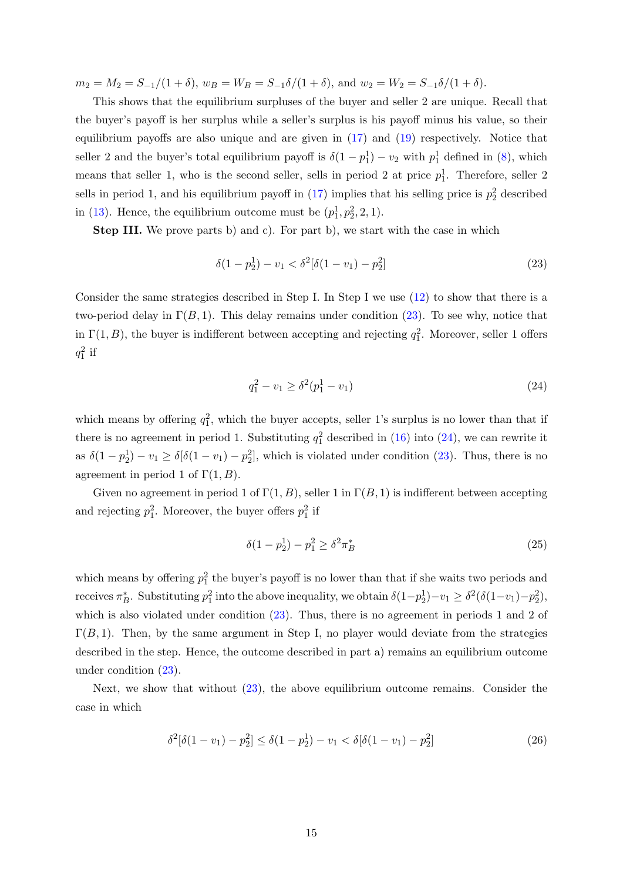$m_2 = M_2 = S_{-1}/(1+\delta)$, $w_B = W_B = S_{-1}\delta/(1+\delta)$, and $w_2 = W_2 = S_{-1}\delta/(1+\delta)$.

This shows that the equilibrium surpluses of the buyer and seller 2 are unique. Recall that the buyer's payoff is her surplus while a seller's surplus is his payoff minus his value, so their equilibrium payoffs are also unique and are given in (17) and (19) respectively. Notice that seller 2 and the buyer's total equilibrium payoff is $\delta(1-p_1^1) - v_2$ with $p_1^1$ defined in (8), which means that seller 1, who is the second seller, sells in period 2 at price $p_1^1$. Therefore, seller 2 sells in period 1, and his equilibrium payoff in (17) implies that his selling price is $p_2^2$ described in (13). Hence, the equilibrium outcome must be $(p_1^1, p_2^2, 2, 1)$.

**Step III.** We prove parts b) and c). For part b), we start with the case in which

$$\delta(1-p_2^1) - v_1 < \delta^2[\delta(1-v_1) - p_2^2] \tag{23}$$

Consider the same strategies described in Step I. In Step I we use (12) to show that there is a two-period delay in $\Gamma(B,1)$. This delay remains under condition (23). To see why, notice that in $\Gamma(1,B)$, the buyer is indifferent between accepting and rejecting $q_1^2$. Moreover, seller 1 offers $q_1^2$ if

$$q_1^2 - v_1 \geq \delta^2(p_1^1 - v_1) \tag{24}$$

which means by offering $q_1^2$, which the buyer accepts, seller 1's surplus is no lower than that if there is no agreement in period 1. Substituting $q_1^2$ described in (16) into (24), we can rewrite it as $\delta(1-p_2^1) - v_1 \geq \delta[\delta(1-v_1) - p_2^2]$, which is violated under condition (23). Thus, there is no agreement in period 1 of $\Gamma(1,B)$.

Given no agreement in period 1 of $\Gamma(1,B)$, seller 1 in $\Gamma(B,1)$ is indifferent between accepting and rejecting $p_1^2$. Moreover, the buyer offers $p_1^2$ if

$$\delta(1-p_2^1) - p_1^2 \geq \delta^2\pi_B^* \tag{25}$$

which means by offering $p_1^2$ the buyer's payoff is no lower than that if she waits two periods and receives $\pi_B^*$. Substituting $p_1^2$ into the above inequality, we obtain $\delta(1-p_2^1) - v_1 \geq \delta^2(\delta(1-v_1) - p_2^2)$, which is also violated under condition (23). Thus, there is no agreement in periods 1 and 2 of $\Gamma(B,1)$. Then, by the same argument in Step I, no player would deviate from the strategies described in the step. Hence, the outcome described in part a) remains an equilibrium outcome under condition (23).

Next, we show that without (23), the above equilibrium outcome remains. Consider the case in which

$$\delta^2[\delta(1-v_1) - p_2^2] \leq \delta(1-p_2^1) - v_1 < \delta[\delta(1-v_1) - p_2^2] \tag{26}$$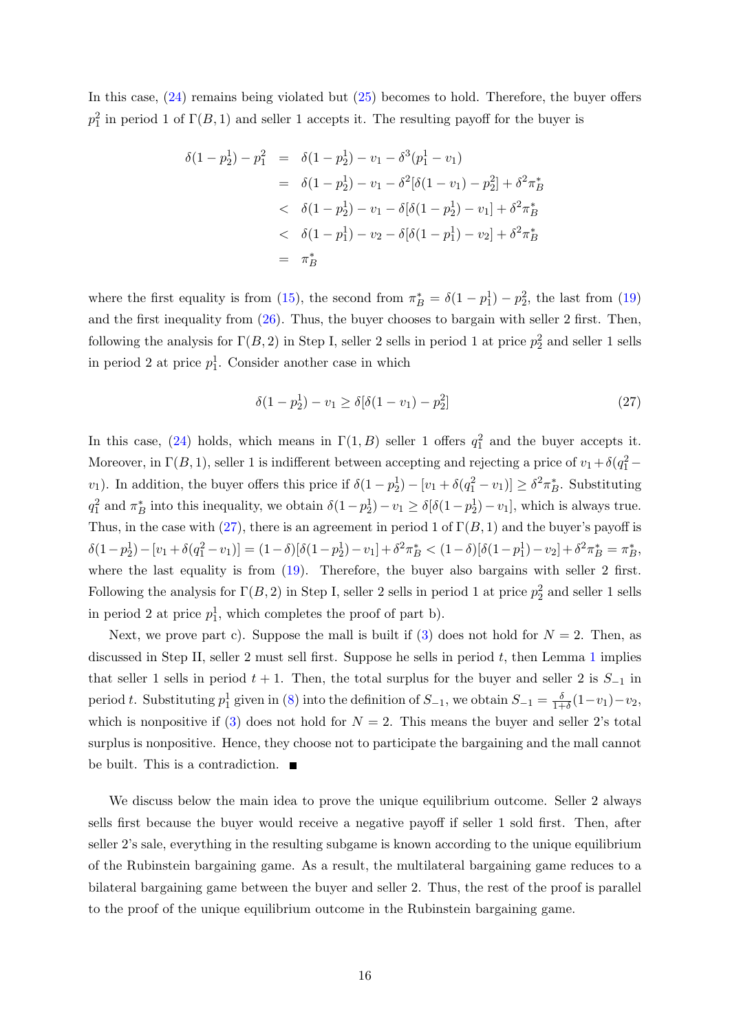In this case, (24) remains being violated but (25) becomes to hold. Therefore, the buyer offers $p_1^2$ in period 1 of $\Gamma(B,1)$ and seller 1 accepts it. The resulting payoff for the buyer is

$$
\begin{aligned}
\delta(1-p_2^1) - p_1^2 &= \delta(1-p_2^1) - v_1 - \delta^3(p_1^1 - v_1) \\
&= \delta(1-p_2^1) - v_1 - \delta^2[\delta(1-v_1) - p_2^2] + \delta^2\pi_B^* \\
&< \delta(1-p_2^1) - v_1 - \delta[\delta(1-p_2^1) - v_1] + \delta^2\pi_B^* \\
&< \delta(1-p_1^1) - v_2 - \delta[\delta(1-p_1^1) - v_2] + \delta^2\pi_B^* \\
&= \pi_B^*
\end{aligned}
$$

where the first equality is from (15), the second from $\pi_B^* = \delta(1-p_1^1) - p_2^2$, the last from (19) and the first inequality from (26). Thus, the buyer chooses to bargain with seller 2 first. Then, following the analysis for $\Gamma(B,2)$ in Step I, seller 2 sells in period 1 at price $p_2^2$ and seller 1 sells in period 2 at price $p_1^1$. Consider another case in which

$$
\delta(1-p_2^1) - v_1 \geq \delta[\delta(1-v_1) - p_2^2] \tag{27}
$$

In this case, (24) holds, which means in $\Gamma(1,B)$ seller 1 offers $q_1^2$ and the buyer accepts it. Moreover, in $\Gamma(B,1)$, seller 1 is indifferent between accepting and rejecting a price of $v_1 + \delta(q_1^2 - v_1)$. In addition, the buyer offers this price if $\delta(1-p_2^1) - [v_1 + \delta(q_1^2 - v_1)] \geq \delta^2\pi_B^*$. Substituting $q_1^2$ and $\pi_B^*$ into this inequality, we obtain $\delta(1-p_2^1) - v_1 \geq \delta[\delta(1-p_2^1) - v_1]$, which is always true. Thus, in the case with (27), there is an agreement in period 1 of $\Gamma(B,1)$ and the buyer's payoff is $\delta(1-p_2^1) - [v_1 + \delta(q_1^2 - v_1)] = (1-\delta)[\delta(1-p_2^1) - v_1] + \delta^2\pi_B^* < (1-\delta)[\delta(1-p_1^1) - v_2] + \delta^2\pi_B^* = \pi_B^*$, where the last equality is from (19). Therefore, the buyer also bargains with seller 2 first. Following the analysis for $\Gamma(B,2)$ in Step I, seller 2 sells in period 1 at price $p_2^2$ and seller 1 sells in period 2 at price $p_1^1$, which completes the proof of part b).

Next, we prove part c). Suppose the mall is built if (3) does not hold for $N = 2$. Then, as discussed in Step II, seller 2 must sell first. Suppose he sells in period $t$, then Lemma 1 implies that seller 1 sells in period $t+1$. Then, the total surplus for the buyer and seller 2 is $S_{-1}$ in period $t$. Substituting $p_1^1$ given in (8) into the definition of $S_{-1}$, we obtain $S_{-1} = \frac{\delta}{1+\delta}(1-v_1) - v_2$, which is nonpositive if (3) does not hold for $N = 2$. This means the buyer and seller 2's total surplus is nonpositive. Hence, they choose not to participate the bargaining and the mall cannot be built. This is a contradiction. ∎

We discuss below the main idea to prove the unique equilibrium outcome. Seller 2 always sells first because the buyer would receive a negative payoff if seller 1 sold first. Then, after seller 2's sale, everything in the resulting subgame is known according to the unique equilibrium of the Rubinstein bargaining game. As a result, the multilateral bargaining game reduces to a bilateral bargaining game between the buyer and seller 2. Thus, the rest of the proof is parallel to the proof of the unique equilibrium outcome in the Rubinstein bargaining game.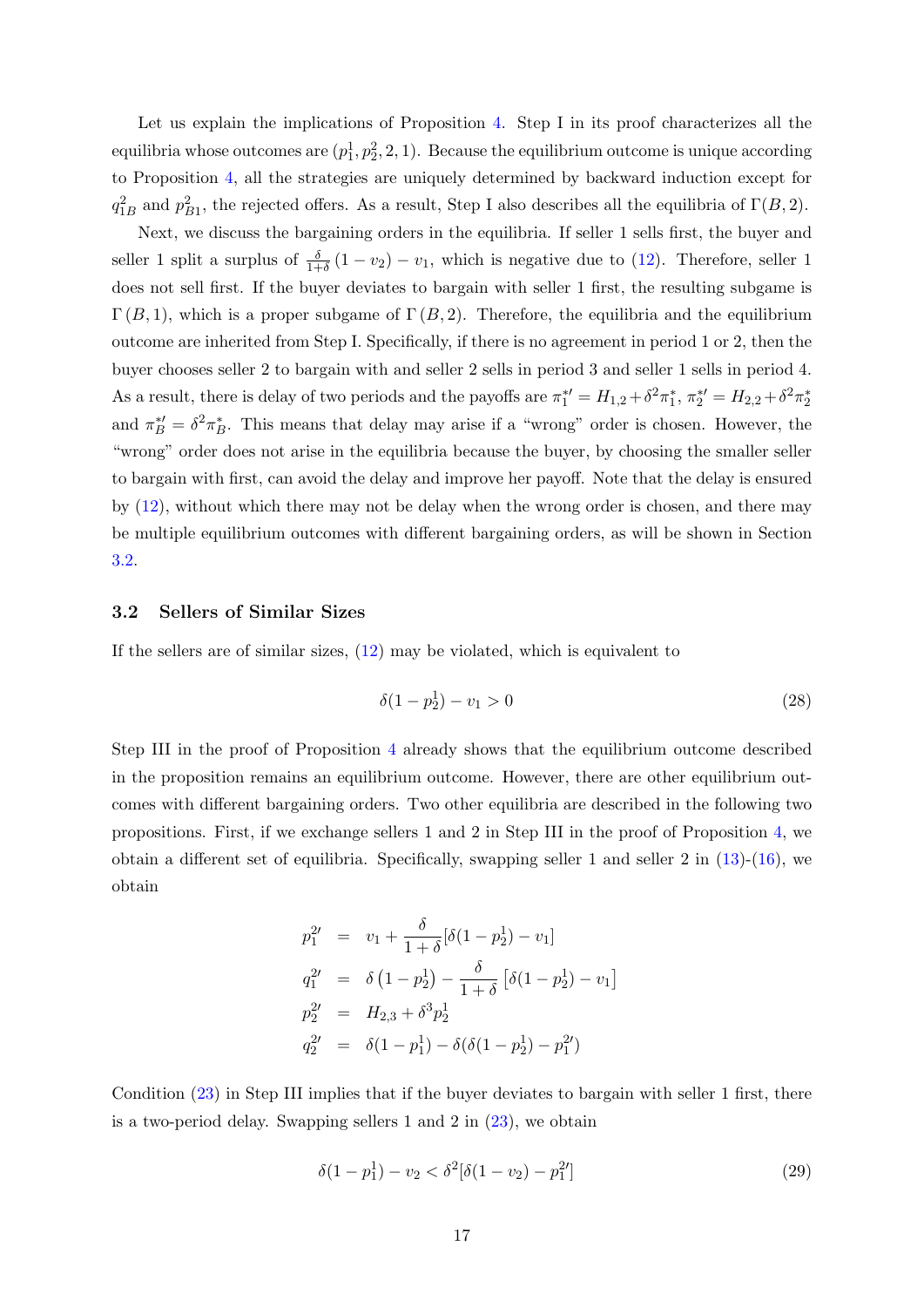Let us explain the implications of Proposition 4. Step I in its proof characterizes all the equilibria whose outcomes are $(p_1^1, p_2^2, 2, 1)$. Because the equilibrium outcome is unique according to Proposition 4, all the strategies are uniquely determined by backward induction except for $q_{1B}^2$ and $p_{B1}^2$, the rejected offers. As a result, Step I also describes all the equilibria of $\Gamma(B, 2)$.

Next, we discuss the bargaining orders in the equilibria. If seller 1 sells first, the buyer and seller 1 split a surplus of $\frac{\delta}{1+\delta}(1 - v_2) - v_1$, which is negative due to (12). Therefore, seller 1 does not sell first. If the buyer deviates to bargain with seller 1 first, the resulting subgame is $\Gamma(B, 1)$, which is a proper subgame of $\Gamma(B, 2)$. Therefore, the equilibria and the equilibrium outcome are inherited from Step I. Specifically, if there is no agreement in period 1 or 2, then the buyer chooses seller 2 to bargain with and seller 2 sells in period 3 and seller 1 sells in period 4. As a result, there is delay of two periods and the payoffs are $\pi_1^{*\prime} = H_{1,2} + \delta^2 \pi_1^*$, $\pi_2^{*\prime} = H_{2,2} + \delta^2 \pi_2^*$ and $\pi_B^{*\prime} = \delta^2 \pi_B^*$. This means that delay may arise if a "wrong" order is chosen. However, the "wrong" order does not arise in the equilibria because the buyer, by choosing the smaller seller to bargain with first, can avoid the delay and improve her payoff. Note that the delay is ensured by (12), without which there may not be delay when the wrong order is chosen, and there may be multiple equilibrium outcomes with different bargaining orders, as will be shown in Section 3.2.

### 3.2 Sellers of Similar Sizes

If the sellers are of similar sizes, (12) may be violated, which is equivalent to

$$\delta(1 - p_2^1) - v_1 > 0 \tag{28}$$

Step III in the proof of Proposition 4 already shows that the equilibrium outcome described in the proposition remains an equilibrium outcome. However, there are other equilibrium outcomes with different bargaining orders. Two other equilibria are described in the following two propositions. First, if we exchange sellers 1 and 2 in Step III in the proof of Proposition 4, we obtain a different set of equilibria. Specifically, swapping seller 1 and seller 2 in (13)-(16), we obtain

$$\begin{aligned}
p_1^{2\prime} &= v_1 + \frac{\delta}{1+\delta}[\delta(1 - p_2^1) - v_1] \\
q_1^{2\prime} &= \delta\left(1 - p_2^1\right) - \frac{\delta}{1+\delta}\left[\delta(1 - p_2^1) - v_1\right] \\
p_2^{2\prime} &= H_{2,3} + \delta^3 p_2^1 \\
q_2^{2\prime} &= \delta(1 - p_1^1) - \delta(\delta(1 - p_2^1) - p_1^{2\prime})
\end{aligned}$$

Condition (23) in Step III implies that if the buyer deviates to bargain with seller 1 first, there is a two-period delay. Swapping sellers 1 and 2 in (23), we obtain

$$\delta(1 - p_1^1) - v_2 < \delta^2[\delta(1 - v_2) - p_1^{2\prime}] \tag{29}$$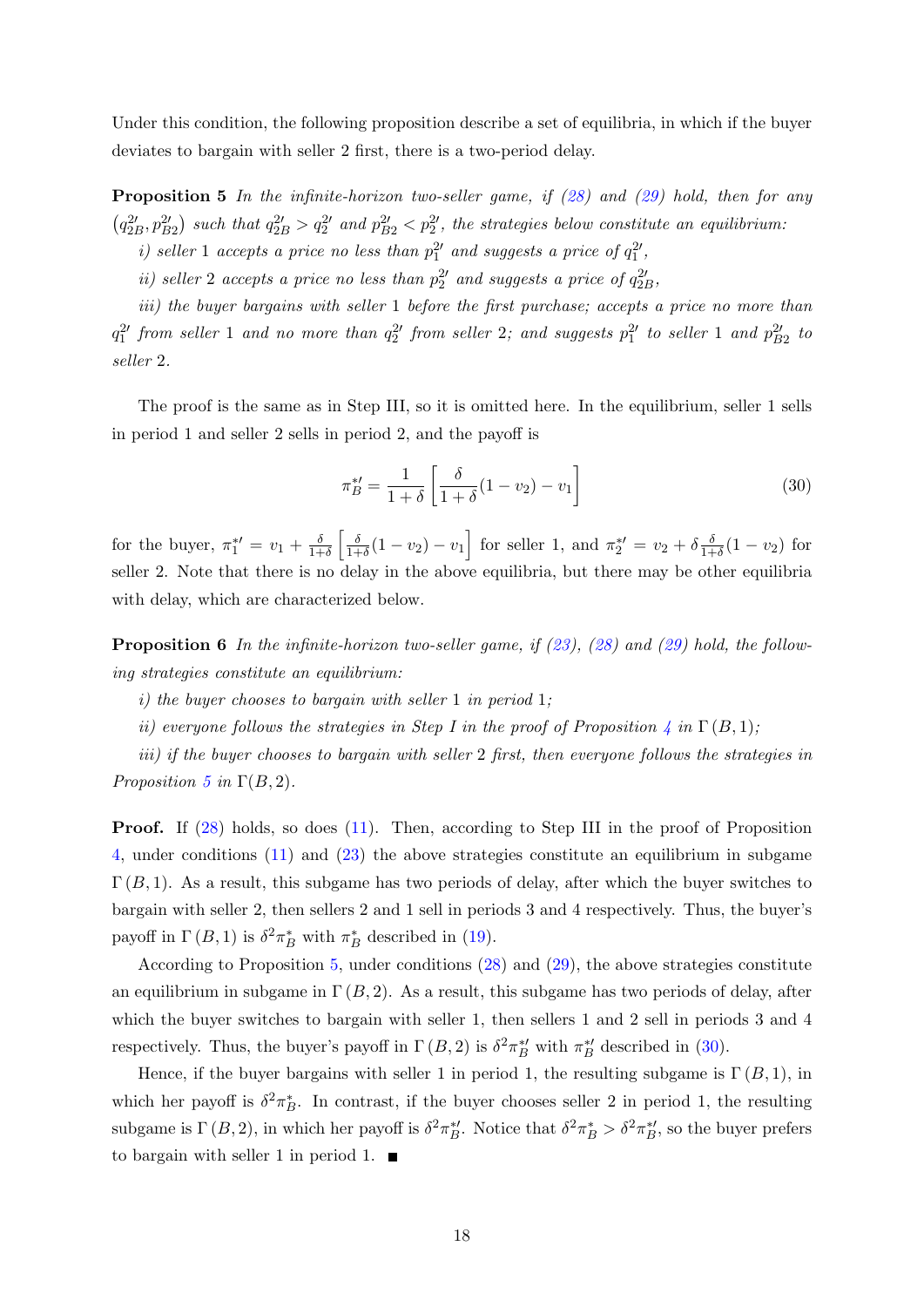Under this condition, the following proposition describe a set of equilibria, in which if the buyer deviates to bargain with seller 2 first, there is a two-period delay.

**Proposition 5** *In the infinite-horizon two-seller game, if (28) and (29) hold, then for any* $\left(q_{2B}^{2\prime}, p_{B2}^{2\prime}\right)$ *such that* $q_{2B}^{2\prime} > q_2^{2\prime}$ *and* $p_{B2}^{2\prime} < p_2^{2\prime}$*, the strategies below constitute an equilibrium:*

*i) seller 1 accepts a price no less than* $p_1^{2\prime}$ *and suggests a price of* $q_1^{2\prime}$*,*

*ii) seller 2 accepts a price no less than* $p_2^{2\prime}$ *and suggests a price of* $q_{2B}^{2\prime}$*,*

*iii) the buyer bargains with seller 1 before the first purchase; accepts a price no more than* $q_1^{2\prime}$ *from seller 1 and no more than* $q_2^{2\prime}$ *from seller 2; and suggests* $p_1^{2\prime}$ *to seller 1 and* $p_{B2}^{2\prime}$ *to seller 2.*

The proof is the same as in Step III, so it is omitted here. In the equilibrium, seller 1 sells in period 1 and seller 2 sells in period 2, and the payoff is

$$\pi_B^{*\prime} = \frac{1}{1+\delta}\left[\frac{\delta}{1+\delta}(1-v_2) - v_1\right] \tag{30}$$

for the buyer, $\pi_1^{*\prime} = v_1 + \frac{\delta}{1+\delta}\left[\frac{\delta}{1+\delta}(1-v_2) - v_1\right]$ for seller 1, and $\pi_2^{*\prime} = v_2 + \delta\frac{\delta}{1+\delta}(1-v_2)$ for seller 2. Note that there is no delay in the above equilibria, but there may be other equilibria with delay, which are characterized below.

**Proposition 6** *In the infinite-horizon two-seller game, if (23), (28) and (29) hold, the following strategies constitute an equilibrium:*

*i) the buyer chooses to bargain with seller 1 in period 1;*

*ii) everyone follows the strategies in Step I in the proof of Proposition 4 in* $\Gamma(B,1)$*;*

*iii) if the buyer chooses to bargain with seller 2 first, then everyone follows the strategies in Proposition 5 in* $\Gamma(B,2)$*.*

**Proof.** If (28) holds, so does (11). Then, according to Step III in the proof of Proposition 4, under conditions (11) and (23) the above strategies constitute an equilibrium in subgame $\Gamma(B,1)$. As a result, this subgame has two periods of delay, after which the buyer switches to bargain with seller 2, then sellers 2 and 1 sell in periods 3 and 4 respectively. Thus, the buyer's payoff in $\Gamma(B,1)$ is $\delta^2\pi_B^*$ with $\pi_B^*$ described in (19).

According to Proposition 5, under conditions (28) and (29), the above strategies constitute an equilibrium in subgame in $\Gamma(B,2)$. As a result, this subgame has two periods of delay, after which the buyer switches to bargain with seller 1, then sellers 1 and 2 sell in periods 3 and 4 respectively. Thus, the buyer's payoff in $\Gamma(B,2)$ is $\delta^2\pi_B^{*\prime}$ with $\pi_B^{*\prime}$ described in (30).

Hence, if the buyer bargains with seller 1 in period 1, the resulting subgame is $\Gamma(B,1)$, in which her payoff is $\delta^2\pi_B^*$. In contrast, if the buyer chooses seller 2 in period 1, the resulting subgame is $\Gamma(B,2)$, in which her payoff is $\delta^2\pi_B^{*\prime}$. Notice that $\delta^2\pi_B^* > \delta^2\pi_B^{*\prime}$, so the buyer prefers to bargain with seller 1 in period 1. ∎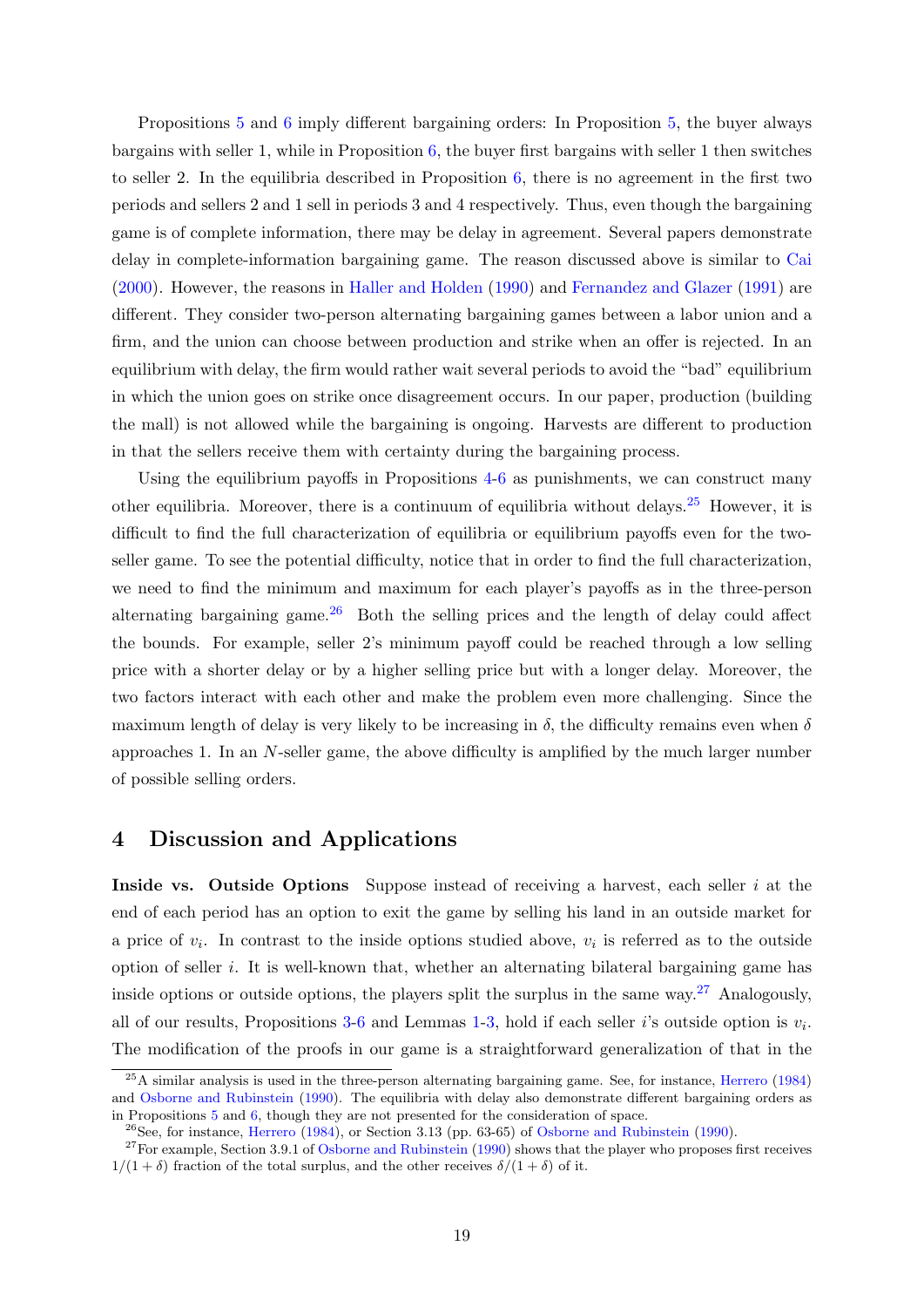Propositions 5 and 6 imply different bargaining orders: In Proposition 5, the buyer always bargains with seller 1, while in Proposition 6, the buyer first bargains with seller 1 then switches to seller 2. In the equilibria described in Proposition 6, there is no agreement in the first two periods and sellers 2 and 1 sell in periods 3 and 4 respectively. Thus, even though the bargaining game is of complete information, there may be delay in agreement. Several papers demonstrate delay in complete-information bargaining game. The reason discussed above is similar to Cai (2000). However, the reasons in Haller and Holden (1990) and Fernandez and Glazer (1991) are different. They consider two-person alternating bargaining games between a labor union and a firm, and the union can choose between production and strike when an offer is rejected. In an equilibrium with delay, the firm would rather wait several periods to avoid the "bad" equilibrium in which the union goes on strike once disagreement occurs. In our paper, production (building the mall) is not allowed while the bargaining is ongoing. Harvests are different to production in that the sellers receive them with certainty during the bargaining process.

Using the equilibrium payoffs in Propositions 4-6 as punishments, we can construct many other equilibria. Moreover, there is a continuum of equilibria without delays.[25] However, it is difficult to find the full characterization of equilibria or equilibrium payoffs even for the two-seller game. To see the potential difficulty, notice that in order to find the full characterization, we need to find the minimum and maximum for each player's payoffs as in the three-person alternating bargaining game.[26] Both the selling prices and the length of delay could affect the bounds. For example, seller 2's minimum payoff could be reached through a low selling price with a shorter delay or by a higher selling price but with a longer delay. Moreover, the two factors interact with each other and make the problem even more challenging. Since the maximum length of delay is very likely to be increasing in $\delta$, the difficulty remains even when $\delta$ approaches 1. In an $N$-seller game, the above difficulty is amplified by the much larger number of possible selling orders.

# 4 Discussion and Applications

**Inside vs. Outside Options** Suppose instead of receiving a harvest, each seller $i$ at the end of each period has an option to exit the game by selling his land in an outside market for a price of $v_i$. In contrast to the inside options studied above, $v_i$ is referred as to the outside option of seller $i$. It is well-known that, whether an alternating bilateral bargaining game has inside options or outside options, the players split the surplus in the same way.[27] Analogously, all of our results, Propositions 3-6 and Lemmas 1-3, hold if each seller $i$'s outside option is $v_i$. The modification of the proofs in our game is a straightforward generalization of that in the

[25] A similar analysis is used in the three-person alternating bargaining game. See, for instance, Herrero (1984) and Osborne and Rubinstein (1990). The equilibria with delay also demonstrate different bargaining orders as in Propositions 5 and 6, though they are not presented for the consideration of space.

[26] See, for instance, Herrero (1984), or Section 3.13 (pp. 63-65) of Osborne and Rubinstein (1990).

[27] For example, Section 3.9.1 of Osborne and Rubinstein (1990) shows that the player who proposes first receives $1/(1+\delta)$ fraction of the total surplus, and the other receives $\delta/(1+\delta)$ of it.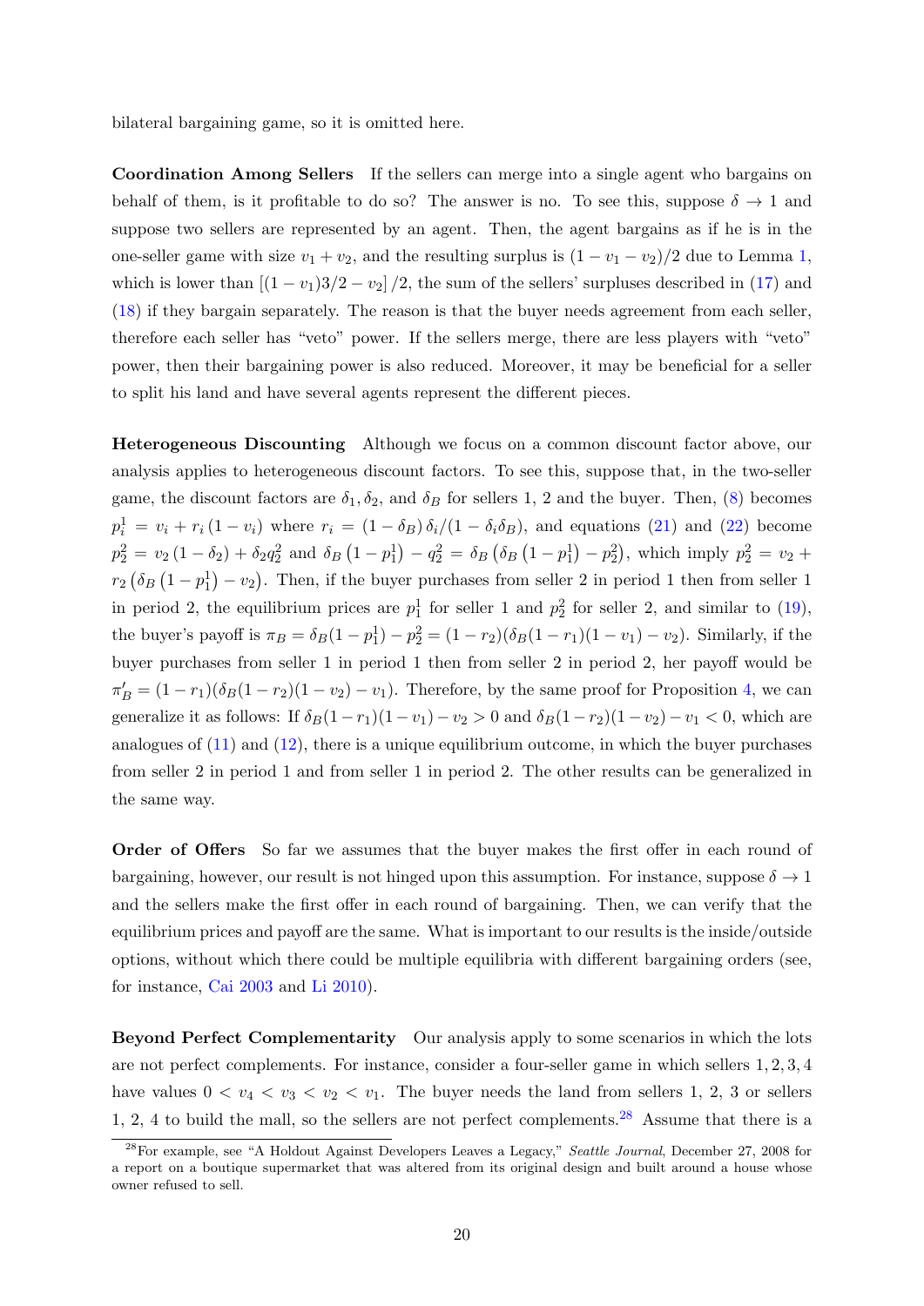bilateral bargaining game, so it is omitted here.

**Coordination Among Sellers** If the sellers can merge into a single agent who bargains on behalf of them, is it profitable to do so? The answer is no. To see this, suppose $\delta \to 1$ and suppose two sellers are represented by an agent. Then, the agent bargains as if he is in the one-seller game with size $v_1 + v_2$, and the resulting surplus is $(1 - v_1 - v_2)/2$ due to Lemma 1, which is lower than $[(1 - v_1)3/2 - v_2]/2$, the sum of the sellers' surpluses described in (17) and (18) if they bargain separately. The reason is that the buyer needs agreement from each seller, therefore each seller has "veto" power. If the sellers merge, there are less players with "veto" power, then their bargaining power is also reduced. Moreover, it may be beneficial for a seller to split his land and have several agents represent the different pieces.

**Heterogeneous Discounting** Although we focus on a common discount factor above, our analysis applies to heterogeneous discount factors. To see this, suppose that, in the two-seller game, the discount factors are $\delta_1, \delta_2$, and $\delta_B$ for sellers 1, 2 and the buyer. Then, (8) becomes $p_i^1 = v_i + r_i (1 - v_i)$ where $r_i = (1 - \delta_B)\,\delta_i/(1 - \delta_i \delta_B)$, and equations (21) and (22) become $p_2^2 = v_2 (1 - \delta_2) + \delta_2 q_2^2$ and $\delta_B \left(1 - p_1^1\right) - q_2^2 = \delta_B \left(\delta_B \left(1 - p_1^1\right) - p_2^2\right)$, which imply $p_2^2 = v_2 + r_2 \left(\delta_B \left(1 - p_1^1\right) - v_2\right)$. Then, if the buyer purchases from seller 2 in period 1 then from seller 1 in period 2, the equilibrium prices are $p_1^1$ for seller 1 and $p_2^2$ for seller 2, and similar to (19), the buyer's payoff is $\pi_B = \delta_B(1 - p_1^1) - p_2^2 = (1 - r_2)(\delta_B(1 - r_1)(1 - v_1) - v_2)$. Similarly, if the buyer purchases from seller 1 in period 1 then from seller 2 in period 2, her payoff would be $\pi_B' = (1 - r_1)(\delta_B(1 - r_2)(1 - v_2) - v_1)$. Therefore, by the same proof for Proposition 4, we can generalize it as follows: If $\delta_B(1 - r_1)(1 - v_1) - v_2 > 0$ and $\delta_B(1 - r_2)(1 - v_2) - v_1 < 0$, which are analogues of (11) and (12), there is a unique equilibrium outcome, in which the buyer purchases from seller 2 in period 1 and from seller 1 in period 2. The other results can be generalized in the same way.

**Order of Offers** So far we assumes that the buyer makes the first offer in each round of bargaining, however, our result is not hinged upon this assumption. For instance, suppose $\delta \to 1$ and the sellers make the first offer in each round of bargaining. Then, we can verify that the equilibrium prices and payoff are the same. What is important to our results is the inside/outside options, without which there could be multiple equilibria with different bargaining orders (see, for instance, Cai 2003 and Li 2010).

**Beyond Perfect Complementarity** Our analysis apply to some scenarios in which the lots are not perfect complements. For instance, consider a four-seller game in which sellers 1, 2, 3, 4 have values $0 < v_4 < v_3 < v_2 < v_1$. The buyer needs the land from sellers 1, 2, 3 or sellers 1, 2, 4 to build the mall, so the sellers are not perfect complements.[28] Assume that there is a

[28]For example, see "A Holdout Against Developers Leaves a Legacy," *Seattle Journal*, December 27, 2008 for a report on a boutique supermarket that was altered from its original design and built around a house whose owner refused to sell.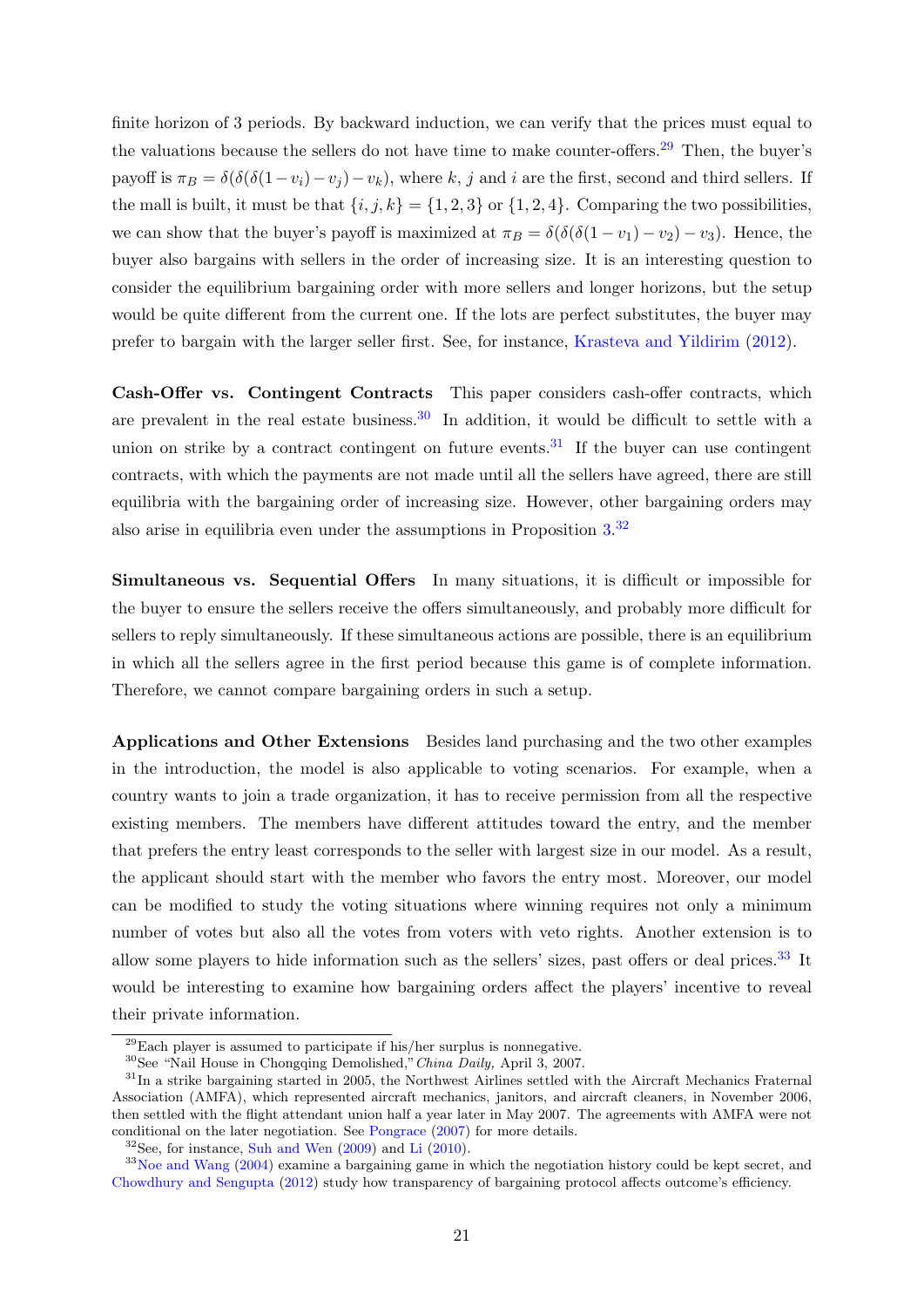finite horizon of 3 periods. By backward induction, we can verify that the prices must equal to the valuations because the sellers do not have time to make counter-offers.[29] Then, the buyer's payoff is $\pi_B = \delta(\delta(\delta(1-v_i)-v_j)-v_k)$, where $k$, $j$ and $i$ are the first, second and third sellers. If the mall is built, it must be that $\{i,j,k\} = \{1,2,3\}$ or $\{1,2,4\}$. Comparing the two possibilities, we can show that the buyer's payoff is maximized at $\pi_B = \delta(\delta(\delta(1-v_1)-v_2)-v_3)$. Hence, the buyer also bargains with sellers in the order of increasing size. It is an interesting question to consider the equilibrium bargaining order with more sellers and longer horizons, but the setup would be quite different from the current one. If the lots are perfect substitutes, the buyer may prefer to bargain with the larger seller first. See, for instance, Krasteva and Yildirim (2012).

**Cash-Offer vs. Contingent Contracts** This paper considers cash-offer contracts, which are prevalent in the real estate business.[30] In addition, it would be difficult to settle with a union on strike by a contract contingent on future events.[31] If the buyer can use contingent contracts, with which the payments are not made until all the sellers have agreed, there are still equilibria with the bargaining order of increasing size. However, other bargaining orders may also arise in equilibria even under the assumptions in Proposition 3.[32]

**Simultaneous vs. Sequential Offers** In many situations, it is difficult or impossible for the buyer to ensure the sellers receive the offers simultaneously, and probably more difficult for sellers to reply simultaneously. If these simultaneous actions are possible, there is an equilibrium in which all the sellers agree in the first period because this game is of complete information. Therefore, we cannot compare bargaining orders in such a setup.

**Applications and Other Extensions** Besides land purchasing and the two other examples in the introduction, the model is also applicable to voting scenarios. For example, when a country wants to join a trade organization, it has to receive permission from all the respective existing members. The members have different attitudes toward the entry, and the member that prefers the entry least corresponds to the seller with largest size in our model. As a result, the applicant should start with the member who favors the entry most. Moreover, our model can be modified to study the voting situations where winning requires not only a minimum number of votes but also all the votes from voters with veto rights. Another extension is to allow some players to hide information such as the sellers' sizes, past offers or deal prices.[33] It would be interesting to examine how bargaining orders affect the players' incentive to reveal their private information.

---

[29] Each player is assumed to participate if his/her surplus is nonnegative.

[30] See "Nail House in Chongqing Demolished," *China Daily,* April 3, 2007.

[31] In a strike bargaining started in 2005, the Northwest Airlines settled with the Aircraft Mechanics Fraternal Association (AMFA), which represented aircraft mechanics, janitors, and aircraft cleaners, in November 2006, then settled with the flight attendant union half a year later in May 2007. The agreements with AMFA were not conditional on the later negotiation. See Pongrace (2007) for more details.

[32] See, for instance, Suh and Wen (2009) and Li (2010).

[33] Noe and Wang (2004) examine a bargaining game in which the negotiation history could be kept secret, and Chowdhury and Sengupta (2012) study how transparency of bargaining protocol affects outcome's efficiency.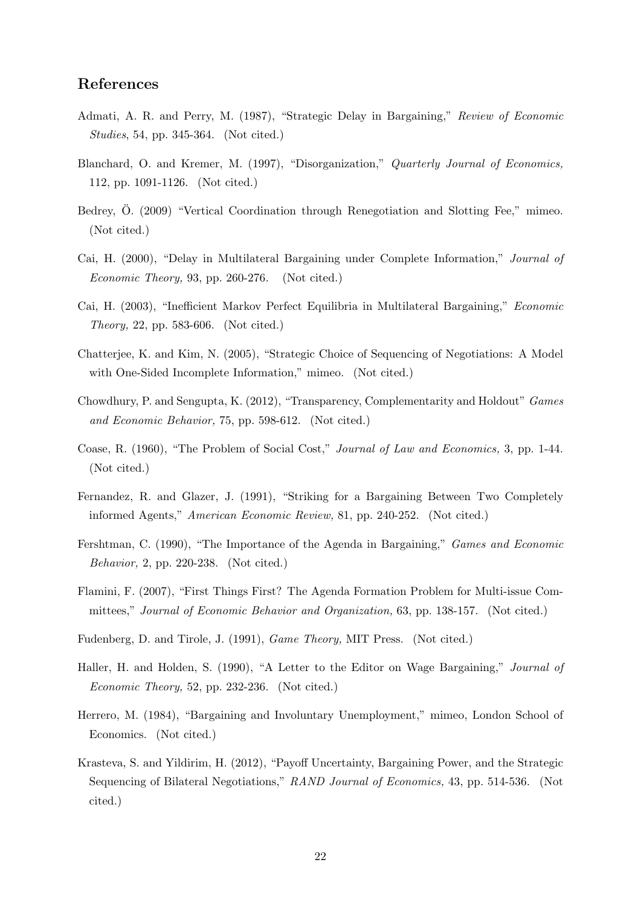## References

Admati, A. R. and Perry, M. (1987), "Strategic Delay in Bargaining," *Review of Economic Studies*, 54, pp. 345-364. (Not cited.)

Blanchard, O. and Kremer, M. (1997), "Disorganization," *Quarterly Journal of Economics,* 112, pp. 1091-1126. (Not cited.)

Bedrey, Ö. (2009) "Vertical Coordination through Renegotiation and Slotting Fee," mimeo. (Not cited.)

Cai, H. (2000), "Delay in Multilateral Bargaining under Complete Information," *Journal of Economic Theory,* 93, pp. 260-276. (Not cited.)

Cai, H. (2003), "Inefficient Markov Perfect Equilibria in Multilateral Bargaining," *Economic Theory,* 22, pp. 583-606. (Not cited.)

Chatterjee, K. and Kim, N. (2005), "Strategic Choice of Sequencing of Negotiations: A Model with One-Sided Incomplete Information," mimeo. (Not cited.)

Chowdhury, P. and Sengupta, K. (2012), "Transparency, Complementarity and Holdout" *Games and Economic Behavior,* 75, pp. 598-612. (Not cited.)

Coase, R. (1960), "The Problem of Social Cost," *Journal of Law and Economics,* 3, pp. 1-44. (Not cited.)

Fernandez, R. and Glazer, J. (1991), "Striking for a Bargaining Between Two Completely informed Agents," *American Economic Review,* 81, pp. 240-252. (Not cited.)

Fershtman, C. (1990), "The Importance of the Agenda in Bargaining," *Games and Economic Behavior,* 2, pp. 220-238. (Not cited.)

Flamini, F. (2007), "First Things First? The Agenda Formation Problem for Multi-issue Committees," *Journal of Economic Behavior and Organization,* 63, pp. 138-157. (Not cited.)

Fudenberg, D. and Tirole, J. (1991), *Game Theory,* MIT Press. (Not cited.)

Haller, H. and Holden, S. (1990), "A Letter to the Editor on Wage Bargaining," *Journal of Economic Theory,* 52, pp. 232-236. (Not cited.)

Herrero, M. (1984), "Bargaining and Involuntary Unemployment," mimeo, London School of Economics. (Not cited.)

Krasteva, S. and Yildirim, H. (2012), "Payoff Uncertainty, Bargaining Power, and the Strategic Sequencing of Bilateral Negotiations," *RAND Journal of Economics,* 43, pp. 514-536. (Not cited.)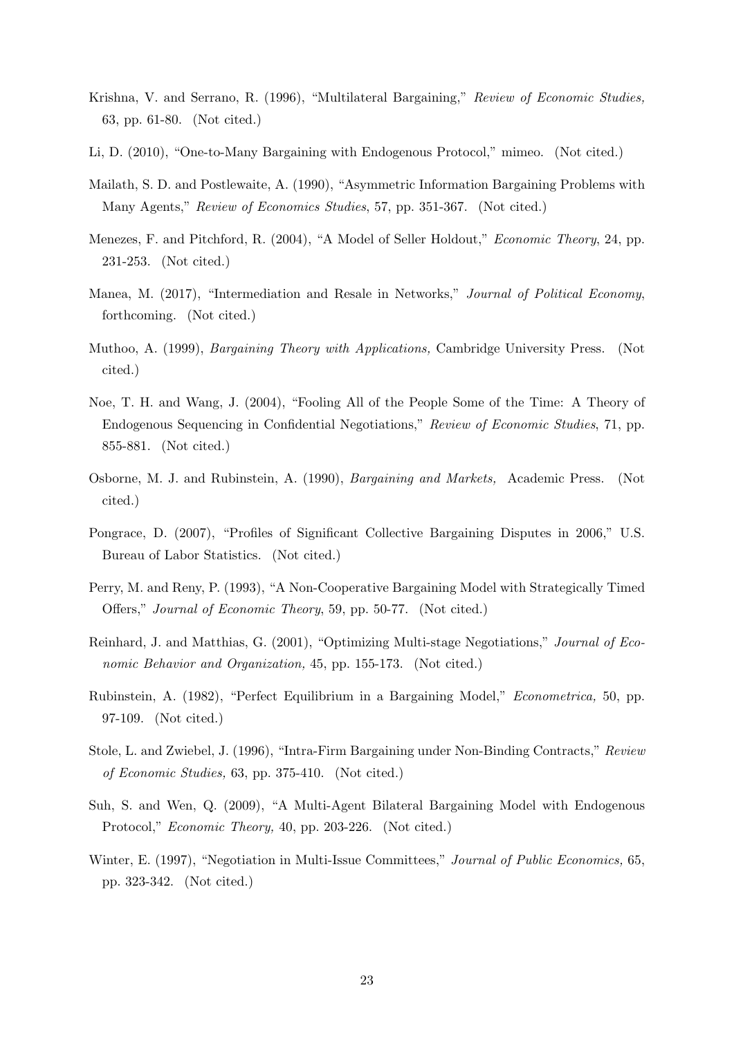Krishna, V. and Serrano, R. (1996), "Multilateral Bargaining," *Review of Economic Studies,* 63, pp. 61-80. (Not cited.)

Li, D. (2010), "One-to-Many Bargaining with Endogenous Protocol," mimeo. (Not cited.)

Mailath, S. D. and Postlewaite, A. (1990), "Asymmetric Information Bargaining Problems with Many Agents," *Review of Economics Studies*, 57, pp. 351-367. (Not cited.)

Menezes, F. and Pitchford, R. (2004), "A Model of Seller Holdout," *Economic Theory*, 24, pp. 231-253. (Not cited.)

Manea, M. (2017), "Intermediation and Resale in Networks," *Journal of Political Economy*, forthcoming. (Not cited.)

Muthoo, A. (1999), *Bargaining Theory with Applications,* Cambridge University Press. (Not cited.)

Noe, T. H. and Wang, J. (2004), "Fooling All of the People Some of the Time: A Theory of Endogenous Sequencing in Confidential Negotiations," *Review of Economic Studies*, 71, pp. 855-881. (Not cited.)

Osborne, M. J. and Rubinstein, A. (1990), *Bargaining and Markets,* Academic Press. (Not cited.)

Pongrace, D. (2007), "Profiles of Significant Collective Bargaining Disputes in 2006," U.S. Bureau of Labor Statistics. (Not cited.)

Perry, M. and Reny, P. (1993), "A Non-Cooperative Bargaining Model with Strategically Timed Offers," *Journal of Economic Theory*, 59, pp. 50-77. (Not cited.)

Reinhard, J. and Matthias, G. (2001), "Optimizing Multi-stage Negotiations," *Journal of Economic Behavior and Organization,* 45, pp. 155-173. (Not cited.)

Rubinstein, A. (1982), "Perfect Equilibrium in a Bargaining Model," *Econometrica,* 50, pp. 97-109. (Not cited.)

Stole, L. and Zwiebel, J. (1996), "Intra-Firm Bargaining under Non-Binding Contracts," *Review of Economic Studies,* 63, pp. 375-410. (Not cited.)

Suh, S. and Wen, Q. (2009), "A Multi-Agent Bilateral Bargaining Model with Endogenous Protocol," *Economic Theory,* 40, pp. 203-226. (Not cited.)

Winter, E. (1997), "Negotiation in Multi-Issue Committees," *Journal of Public Economics,* 65, pp. 323-342. (Not cited.)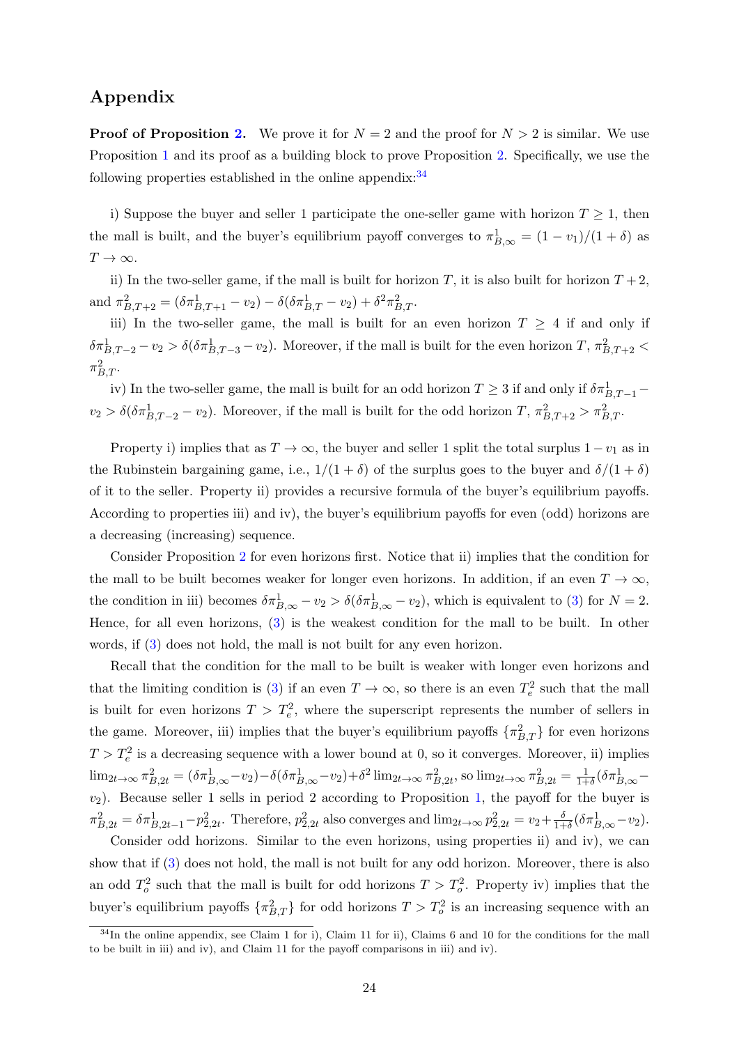# Appendix

**Proof of Proposition 2.** We prove it for $N = 2$ and the proof for $N > 2$ is similar. We use Proposition 1 and its proof as a building block to prove Proposition 2. Specifically, we use the following properties established in the online appendix:[34]

i) Suppose the buyer and seller 1 participate the one-seller game with horizon $T \geq 1$, then the mall is built, and the buyer's equilibrium payoff converges to $\pi^1_{B,\infty} = (1 - v_1)/(1 + \delta)$ as $T \to \infty$.

ii) In the two-seller game, if the mall is built for horizon $T$, it is also built for horizon $T + 2$, and $\pi^2_{B,T+2} = (\delta\pi^1_{B,T+1} - v_2) - \delta(\delta\pi^1_{B,T} - v_2) + \delta^2\pi^2_{B,T}$.

iii) In the two-seller game, the mall is built for an even horizon $T \geq 4$ if and only if $\delta\pi^1_{B,T-2} - v_2 > \delta(\delta\pi^1_{B,T-3} - v_2)$. Moreover, if the mall is built for the even horizon $T$, $\pi^2_{B,T+2} < \pi^2_{B,T}$.

iv) In the two-seller game, the mall is built for an odd horizon $T \geq 3$ if and only if $\delta\pi^1_{B,T-1} - v_2 > \delta(\delta\pi^1_{B,T-2} - v_2)$. Moreover, if the mall is built for the odd horizon $T$, $\pi^2_{B,T+2} > \pi^2_{B,T}$.

Property i) implies that as $T \to \infty$, the buyer and seller 1 split the total surplus $1 - v_1$ as in the Rubinstein bargaining game, i.e., $1/(1 + \delta)$ of the surplus goes to the buyer and $\delta/(1 + \delta)$ of it to the seller. Property ii) provides a recursive formula of the buyer's equilibrium payoffs. According to properties iii) and iv), the buyer's equilibrium payoffs for even (odd) horizons are a decreasing (increasing) sequence.

Consider Proposition 2 for even horizons first. Notice that ii) implies that the condition for the mall to be built becomes weaker for longer even horizons. In addition, if an even $T \to \infty$, the condition in iii) becomes $\delta\pi^1_{B,\infty} - v_2 > \delta(\delta\pi^1_{B,\infty} - v_2)$, which is equivalent to (3) for $N = 2$. Hence, for all even horizons, (3) is the weakest condition for the mall to be built. In other words, if (3) does not hold, the mall is not built for any even horizon.

Recall that the condition for the mall to be built is weaker with longer even horizons and that the limiting condition is (3) if an even $T \to \infty$, so there is an even $T^2_e$ such that the mall is built for even horizons $T > T^2_e$, where the superscript represents the number of sellers in the game. Moreover, iii) implies that the buyer's equilibrium payoffs $\{\pi^2_{B,T}\}$ for even horizons $T > T^2_e$ is a decreasing sequence with a lower bound at 0, so it converges. Moreover, ii) implies $\lim_{2t\to\infty} \pi^2_{B,2t} = (\delta\pi^1_{B,\infty} - v_2) - \delta(\delta\pi^1_{B,\infty} - v_2) + \delta^2 \lim_{2t\to\infty} \pi^2_{B,2t}$, so $\lim_{2t\to\infty} \pi^2_{B,2t} = \frac{1}{1+\delta}(\delta\pi^1_{B,\infty} - v_2)$. Because seller 1 sells in period 2 according to Proposition 1, the payoff for the buyer is $\pi^2_{B,2t} = \delta\pi^1_{B,2t-1} - p^2_{2,2t}$. Therefore, $p^2_{2,2t}$ also converges and $\lim_{2t\to\infty} p^2_{2,2t} = v_2 + \frac{\delta}{1+\delta}(\delta\pi^1_{B,\infty} - v_2)$.

Consider odd horizons. Similar to the even horizons, using properties ii) and iv), we can show that if (3) does not hold, the mall is not built for any odd horizon. Moreover, there is also an odd $T^2_o$ such that the mall is built for odd horizons $T > T^2_o$. Property iv) implies that the buyer's equilibrium payoffs $\{\pi^2_{B,T}\}$ for odd horizons $T > T^2_o$ is an increasing sequence with an

[34] In the online appendix, see Claim 1 for i), Claim 11 for ii), Claims 6 and 10 for the conditions for the mall to be built in iii) and iv), and Claim 11 for the payoff comparisons in iii) and iv).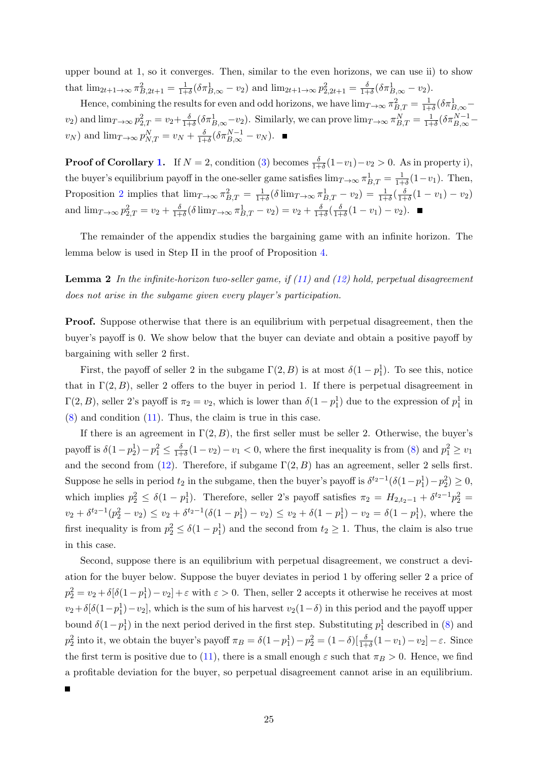upper bound at 1, so it converges. Then, similar to the even horizons, we can use ii) to show that $\lim_{2t+1\to\infty} \pi^2_{B,2t+1} = \frac{1}{1+\delta}(\delta\pi^1_{B,\infty} - v_2)$ and $\lim_{2t+1\to\infty} p^2_{2,2t+1} = \frac{\delta}{1+\delta}(\delta\pi^1_{B,\infty} - v_2)$.

Hence, combining the results for even and odd horizons, we have $\lim_{T\to\infty} \pi^2_{B,T} = \frac{1}{1+\delta}(\delta\pi^1_{B,\infty} - v_2)$ and $\lim_{T\to\infty} p^2_{2,T} = v_2 + \frac{\delta}{1+\delta}(\delta\pi^1_{B,\infty} - v_2)$. Similarly, we can prove $\lim_{T\to\infty} \pi^N_{B,T} = \frac{1}{1+\delta}(\delta\pi^{N-1}_{B,\infty} - v_N)$ and $\lim_{T\to\infty} p^N_{N,T} = v_N + \frac{\delta}{1+\delta}(\delta\pi^{N-1}_{B,\infty} - v_N)$. ■

**Proof of Corollary 1.** If $N = 2$, condition (3) becomes $\frac{\delta}{1+\delta}(1-v_1) - v_2 > 0$. As in property i), the buyer's equilibrium payoff in the one-seller game satisfies $\lim_{T\to\infty} \pi^1_{B,T} = \frac{1}{1+\delta}(1-v_1)$. Then, Proposition 2 implies that $\lim_{T\to\infty} \pi^2_{B,T} = \frac{1}{1+\delta}(\delta \lim_{T\to\infty} \pi^1_{B,T} - v_2) = \frac{1}{1+\delta}(\frac{\delta}{1+\delta}(1-v_1) - v_2)$ and $\lim_{T\to\infty} p^2_{2,T} = v_2 + \frac{\delta}{1+\delta}(\delta \lim_{T\to\infty} \pi^1_{B,T} - v_2) = v_2 + \frac{\delta}{1+\delta}(\frac{\delta}{1+\delta}(1-v_1) - v_2)$. ■

The remainder of the appendix studies the bargaining game with an infinite horizon. The lemma below is used in Step II in the proof of Proposition 4.

**Lemma 2** *In the infinite-horizon two-seller game, if (11) and (12) hold, perpetual disagreement does not arise in the subgame given every player's participation.*

**Proof.** Suppose otherwise that there is an equilibrium with perpetual disagreement, then the buyer's payoff is 0. We show below that the buyer can deviate and obtain a positive payoff by bargaining with seller 2 first.

First, the payoff of seller 2 in the subgame $\Gamma(2, B)$ is at most $\delta(1 - p^1_1)$. To see this, notice that in $\Gamma(2, B)$, seller 2 offers to the buyer in period 1. If there is perpetual disagreement in $\Gamma(2, B)$, seller 2's payoff is $\pi_2 = v_2$, which is lower than $\delta(1 - p^1_1)$ due to the expression of $p^1_1$ in (8) and condition (11). Thus, the claim is true in this case.

If there is an agreement in $\Gamma(2, B)$, the first seller must be seller 2. Otherwise, the buyer's payoff is $\delta(1-p^1_2) - p^2_1 \le \frac{\delta}{1+\delta}(1-v_2) - v_1 < 0$, where the first inequality is from (8) and $p^2_1 \ge v_1$ and the second from (12). Therefore, if subgame $\Gamma(2, B)$ has an agreement, seller 2 sells first. Suppose he sells in period $t_2$ in the subgame, then the buyer's payoff is $\delta^{t_2-1}(\delta(1-p^1_1) - p^2_2) \ge 0$, which implies $p^2_2 \le \delta(1 - p^1_1)$. Therefore, seller 2's payoff satisfies $\pi_2 = H_{2,t_2-1} + \delta^{t_2-1}p^2_2 = v_2 + \delta^{t_2-1}(p^2_2 - v_2) \le v_2 + \delta^{t_2-1}(\delta(1-p^1_1) - v_2) \le v_2 + \delta(1-p^1_1) - v_2 = \delta(1-p^1_1)$, where the first inequality is from $p^2_2 \le \delta(1-p^1_1)$ and the second from $t_2 \ge 1$. Thus, the claim is also true in this case.

Second, suppose there is an equilibrium with perpetual disagreement, we construct a deviation for the buyer below. Suppose the buyer deviates in period 1 by offering seller 2 a price of $p^2_2 = v_2 + \delta[\delta(1-p^1_1) - v_2] + \varepsilon$ with $\varepsilon > 0$. Then, seller 2 accepts it otherwise he receives at most $v_2 + \delta[\delta(1-p^1_1) - v_2]$, which is the sum of his harvest $v_2(1-\delta)$ in this period and the payoff upper bound $\delta(1-p^1_1)$ in the next period derived in the first step. Substituting $p^1_1$ described in (8) and $p^2_2$ into it, we obtain the buyer's payoff $\pi_B = \delta(1-p^1_1) - p^2_2 = (1-\delta)[\frac{\delta}{1+\delta}(1-v_1) - v_2] - \varepsilon$. Since the first term is positive due to (11), there is a small enough $\varepsilon$ such that $\pi_B > 0$. Hence, we find a profitable deviation for the buyer, so perpetual disagreement cannot arise in an equilibrium. ■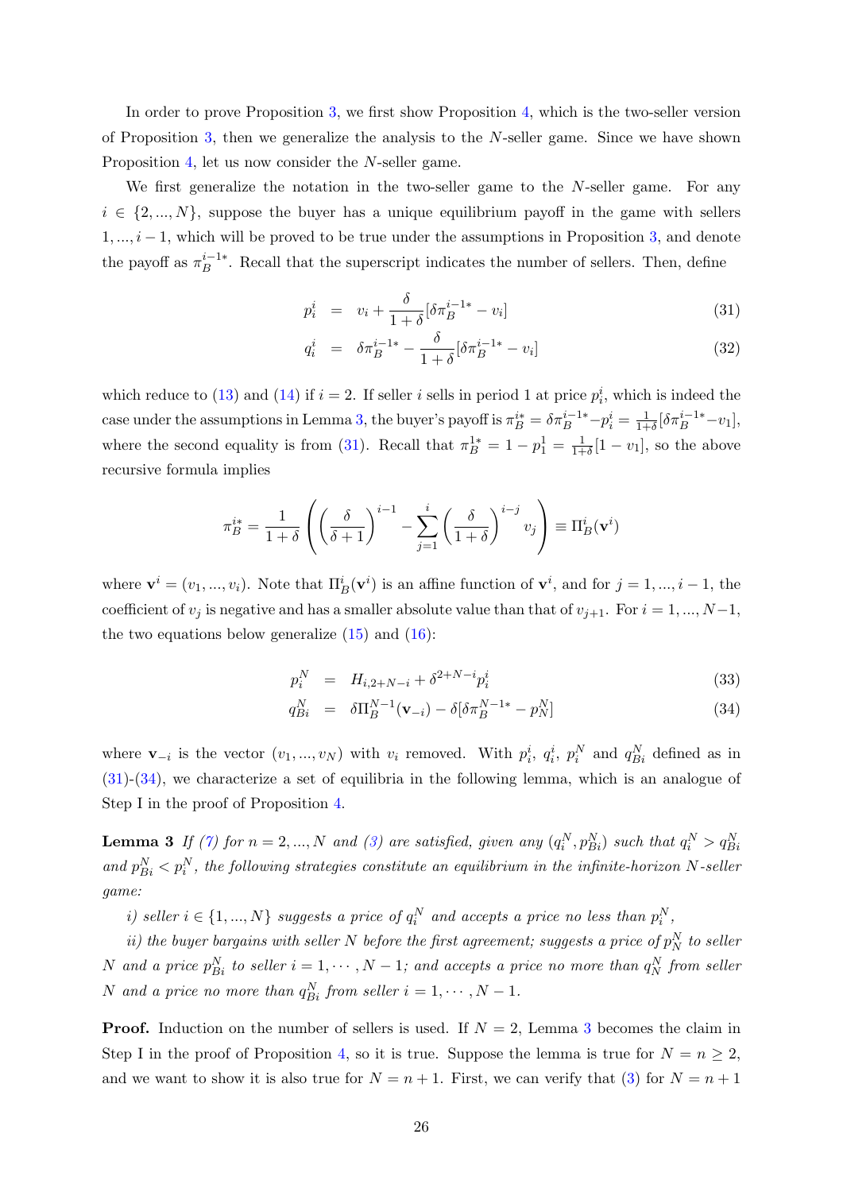In order to prove Proposition 3, we first show Proposition 4, which is the two-seller version of Proposition 3, then we generalize the analysis to the $N$-seller game. Since we have shown Proposition 4, let us now consider the $N$-seller game.

We first generalize the notation in the two-seller game to the $N$-seller game. For any $i \in \{2, ..., N\}$, suppose the buyer has a unique equilibrium payoff in the game with sellers $1, ..., i-1$, which will be proved to be true under the assumptions in Proposition 3, and denote the payoff as $\pi_B^{i-1*}$. Recall that the superscript indicates the number of sellers. Then, define

$$p_i^i = v_i + \frac{\delta}{1+\delta}[\delta \pi_B^{i-1*} - v_i] \tag{31}$$

$$q_i^i = \delta \pi_B^{i-1*} - \frac{\delta}{1+\delta}[\delta \pi_B^{i-1*} - v_i] \tag{32}$$

which reduce to (13) and (14) if $i = 2$. If seller $i$ sells in period 1 at price $p_i^i$, which is indeed the case under the assumptions in Lemma 3, the buyer's payoff is $\pi_B^{i*} = \delta \pi_B^{i-1*} - p_i^i = \frac{1}{1+\delta}[\delta \pi_B^{i-1*} - v_1]$, where the second equality is from (31). Recall that $\pi_B^{1*} = 1 - p_1^1 = \frac{1}{1+\delta}[1 - v_1]$, so the above recursive formula implies

$$\pi_B^{i*} = \frac{1}{1+\delta}\left(\left(\frac{\delta}{\delta+1}\right)^{i-1} - \sum_{j=1}^{i}\left(\frac{\delta}{1+\delta}\right)^{i-j} v_j\right) \equiv \Pi_B^i(\mathbf{v}^i)$$

where $\mathbf{v}^i = (v_1, ..., v_i)$. Note that $\Pi_B^i(\mathbf{v}^i)$ is an affine function of $\mathbf{v}^i$, and for $j = 1, ..., i-1$, the coefficient of $v_j$ is negative and has a smaller absolute value than that of $v_{j+1}$. For $i = 1, ..., N-1$, the two equations below generalize (15) and (16):

$$p_i^N = H_{i,2+N-i} + \delta^{2+N-i} p_i^i \tag{33}$$

$$q_{Bi}^N = \delta \Pi_B^{N-1}(\mathbf{v}_{-i}) - \delta[\delta \pi_B^{N-1*} - p_N^N] \tag{34}$$

where $\mathbf{v}_{-i}$ is the vector $(v_1, ..., v_N)$ with $v_i$ removed. With $p_i^i$, $q_i^i$, $p_i^N$ and $q_{Bi}^N$ defined as in (31)-(34), we characterize a set of equilibria in the following lemma, which is an analogue of Step I in the proof of Proposition 4.

**Lemma 3** *If (7) for $n = 2, ..., N$ and (3) are satisfied, given any $(q_i^N, p_{Bi}^N)$ such that $q_i^N > q_{Bi}^N$ and $p_{Bi}^N < p_i^N$, the following strategies constitute an equilibrium in the infinite-horizon $N$-seller game:*

*i) seller $i \in \{1, ..., N\}$ suggests a price of $q_i^N$ and accepts a price no less than $p_i^N$,*

*ii) the buyer bargains with seller $N$ before the first agreement; suggests a price of $p_N^N$ to seller $N$ and a price $p_{Bi}^N$ to seller $i = 1, \cdots, N-1$; and accepts a price no more than $q_N^N$ from seller $N$ and a price no more than $q_{Bi}^N$ from seller $i = 1, \cdots, N-1$.*

**Proof.** Induction on the number of sellers is used. If $N = 2$, Lemma 3 becomes the claim in Step I in the proof of Proposition 4, so it is true. Suppose the lemma is true for $N = n \geq 2$, and we want to show it is also true for $N = n+1$. First, we can verify that (3) for $N = n+1$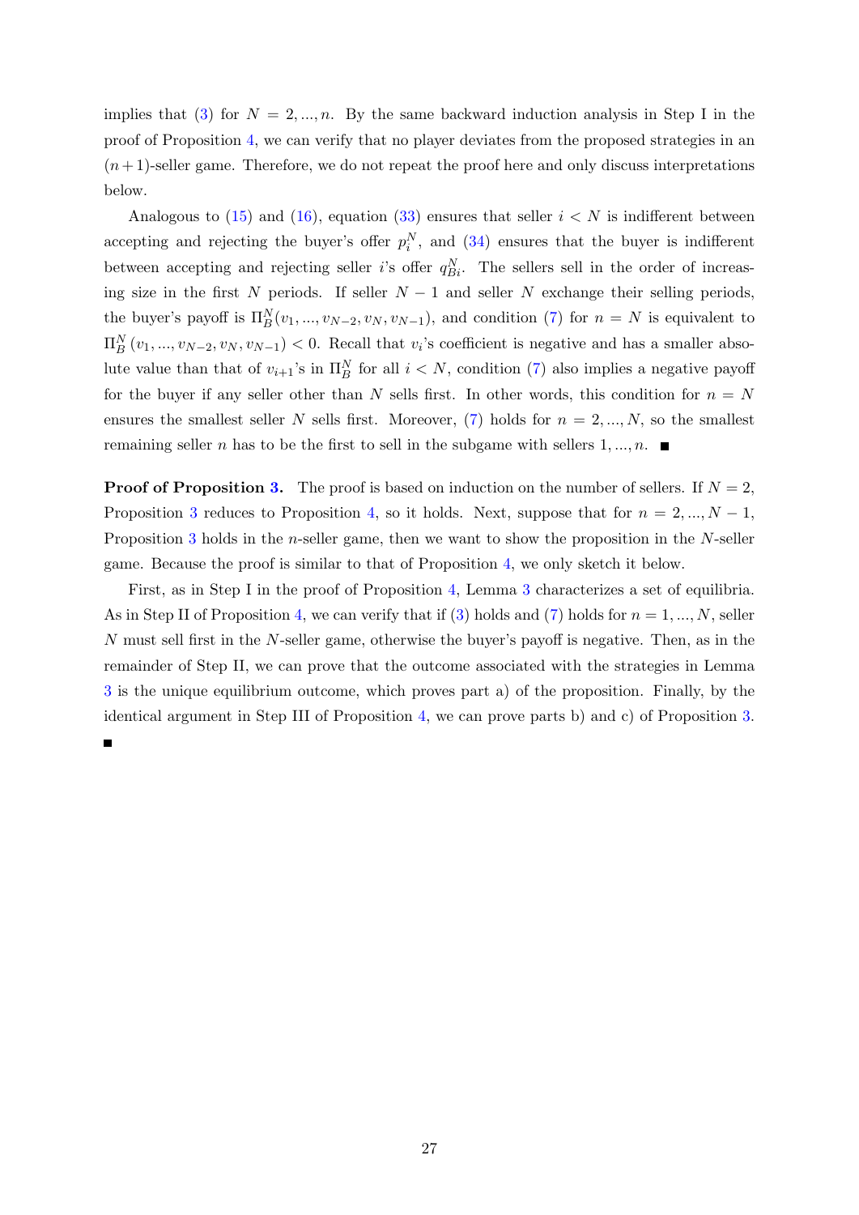implies that (3) for $N = 2, ..., n$. By the same backward induction analysis in Step I in the proof of Proposition 4, we can verify that no player deviates from the proposed strategies in an $(n+1)$-seller game. Therefore, we do not repeat the proof here and only discuss interpretations below.

Analogous to (15) and (16), equation (33) ensures that seller $i < N$ is indifferent between accepting and rejecting the buyer's offer $p_i^N$, and (34) ensures that the buyer is indifferent between accepting and rejecting seller $i$'s offer $q_{Bi}^N$. The sellers sell in the order of increasing size in the first $N$ periods. If seller $N-1$ and seller $N$ exchange their selling periods, the buyer's payoff is $\Pi_B^N(v_1, ..., v_{N-2}, v_N, v_{N-1})$, and condition (7) for $n = N$ is equivalent to $\Pi_B^N(v_1, ..., v_{N-2}, v_N, v_{N-1}) < 0$. Recall that $v_i$'s coefficient is negative and has a smaller absolute value than that of $v_{i+1}$'s in $\Pi_B^N$ for all $i < N$, condition (7) also implies a negative payoff for the buyer if any seller other than $N$ sells first. In other words, this condition for $n = N$ ensures the smallest seller $N$ sells first. Moreover, (7) holds for $n = 2, ..., N$, so the smallest remaining seller $n$ has to be the first to sell in the subgame with sellers $1, ..., n$. ∎

**Proof of Proposition 3.** The proof is based on induction on the number of sellers. If $N = 2$, Proposition 3 reduces to Proposition 4, so it holds. Next, suppose that for $n = 2, ..., N-1$, Proposition 3 holds in the $n$-seller game, then we want to show the proposition in the $N$-seller game. Because the proof is similar to that of Proposition 4, we only sketch it below.

First, as in Step I in the proof of Proposition 4, Lemma 3 characterizes a set of equilibria. As in Step II of Proposition 4, we can verify that if (3) holds and (7) holds for $n = 1, ..., N$, seller $N$ must sell first in the $N$-seller game, otherwise the buyer's payoff is negative. Then, as in the remainder of Step II, we can prove that the outcome associated with the strategies in Lemma 3 is the unique equilibrium outcome, which proves part a) of the proposition. Finally, by the identical argument in Step III of Proposition 4, we can prove parts b) and c) of Proposition 3.

∎